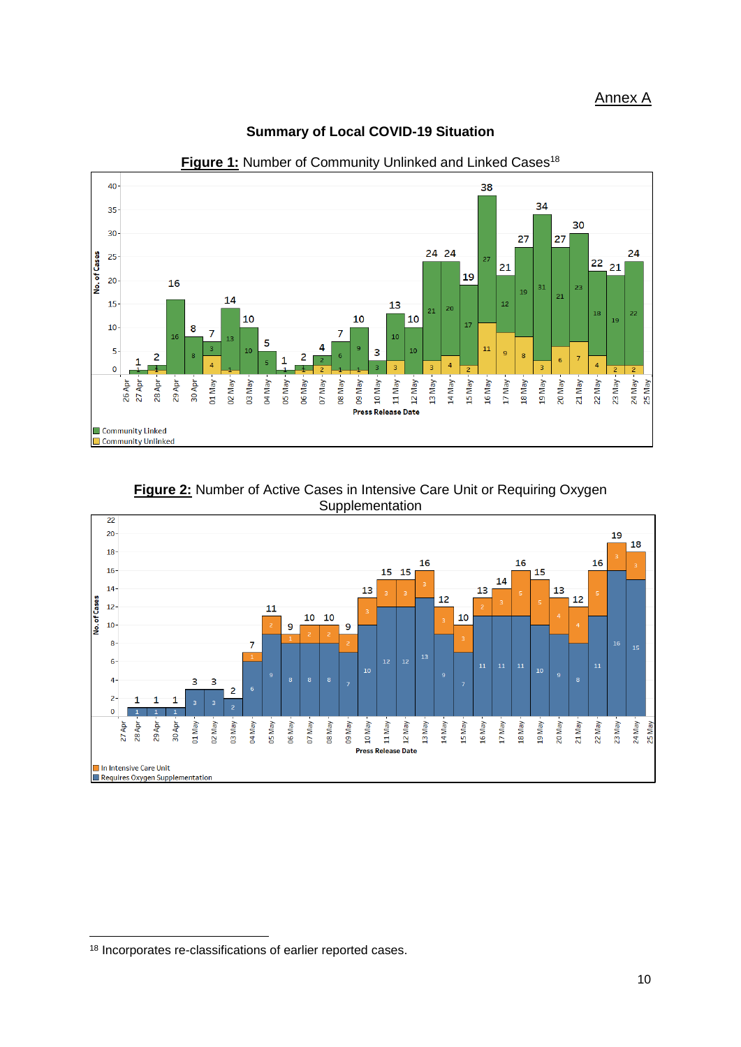Annex A

# Summary of Local COVID-19 Situation

**Figure 1:** Number of Community Unlinked and Linked Cases[18]

No. of Cases

Press Release Date

26 Apr, 27 Apr, 28 Apr, 29 Apr, 30 Apr, 01 May, 02 May, 03 May, 04 May, 05 May, 06 May, 07 May, 08 May, 09 May, 10 May, 11 May, 12 May, 13 May, 14 May, 15 May, 16 May, 17 May, 18 May, 19 May, 20 May, 21 May, 22 May, 23 May, 24 May, 25 May

1, 2, 16, 8, 7, 14, 10, 5, 1, 2, 4, 7, 10, 3, 13, 10, 24, 24, 19, 38, 21, 27, 34, 27, 30, 22, 21, 24

Community Linked

Community Unlinked

**Figure 2:** Number of Active Cases in Intensive Care Unit or Requiring Oxygen Supplementation

No. of Cases

Press Release Date

27 Apr, 28 Apr, 29 Apr, 30 Apr, 01 May, 02 May, 03 May, 04 May, 05 May, 06 May, 07 May, 08 May, 09 May, 10 May, 11 May, 12 May, 13 May, 14 May, 15 May, 16 May, 17 May, 18 May, 19 May, 20 May, 21 May, 22 May, 23 May, 24 May, 25 May

1, 1, 1, 3, 3, 2, 7, 11, 9, 10, 10, 9, 13, 15, 15, 16, 12, 10, 13, 14, 16, 15, 13, 12, 16, 19, 18

In Intensive Care Unit

Requires Oxygen Supplementation

---

[18] Incorporates re-classifications of earlier reported cases.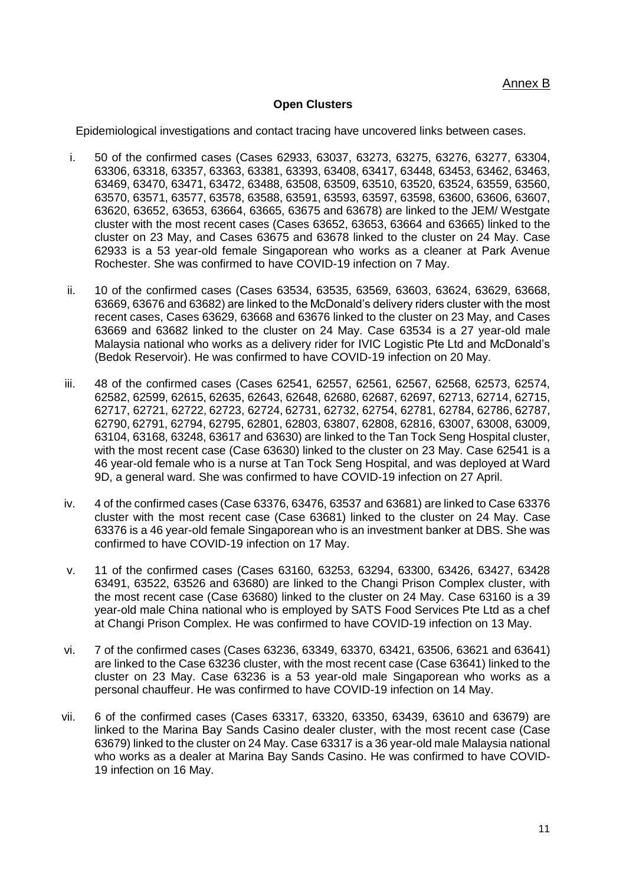Annex B

## Open Clusters

Epidemiological investigations and contact tracing have uncovered links between cases.

i. 50 of the confirmed cases (Cases 62933, 63037, 63273, 63275, 63276, 63277, 63304, 63306, 63318, 63357, 63363, 63381, 63393, 63408, 63417, 63448, 63453, 63462, 63463, 63469, 63470, 63471, 63472, 63488, 63508, 63509, 63510, 63520, 63524, 63559, 63560, 63570, 63571, 63577, 63578, 63588, 63591, 63593, 63597, 63598, 63600, 63606, 63607, 63620, 63652, 63653, 63664, 63665, 63675 and 63678) are linked to the JEM/ Westgate cluster with the most recent cases (Cases 63652, 63653, 63664 and 63665) linked to the cluster on 23 May, and Cases 63675 and 63678 linked to the cluster on 24 May. Case 62933 is a 53 year-old female Singaporean who works as a cleaner at Park Avenue Rochester. She was confirmed to have COVID-19 infection on 7 May.

ii. 10 of the confirmed cases (Cases 63534, 63535, 63569, 63603, 63624, 63629, 63668, 63669, 63676 and 63682) are linked to the McDonald's delivery riders cluster with the most recent cases, Cases 63629, 63668 and 63676 linked to the cluster on 23 May, and Cases 63669 and 63682 linked to the cluster on 24 May. Case 63534 is a 27 year-old male Malaysia national who works as a delivery rider for IVIC Logistic Pte Ltd and McDonald's (Bedok Reservoir). He was confirmed to have COVID-19 infection on 20 May.

iii. 48 of the confirmed cases (Cases 62541, 62557, 62561, 62567, 62568, 62573, 62574, 62582, 62599, 62615, 62635, 62643, 62648, 62680, 62687, 62697, 62713, 62714, 62715, 62717, 62721, 62722, 62723, 62724, 62731, 62732, 62754, 62781, 62784, 62786, 62787, 62790, 62791, 62794, 62795, 62801, 62803, 63807, 62808, 62816, 63007, 63008, 63009, 63104, 63168, 63248, 63617 and 63630) are linked to the Tan Tock Seng Hospital cluster, with the most recent case (Case 63630) linked to the cluster on 23 May. Case 62541 is a 46 year-old female who is a nurse at Tan Tock Seng Hospital, and was deployed at Ward 9D, a general ward. She was confirmed to have COVID-19 infection on 27 April.

iv. 4 of the confirmed cases (Case 63376, 63476, 63537 and 63681) are linked to Case 63376 cluster with the most recent case (Case 63681) linked to the cluster on 24 May. Case 63376 is a 46 year-old female Singaporean who is an investment banker at DBS. She was confirmed to have COVID-19 infection on 17 May.

v. 11 of the confirmed cases (Cases 63160, 63253, 63294, 63300, 63426, 63427, 63428 63491, 63522, 63526 and 63680) are linked to the Changi Prison Complex cluster, with the most recent case (Case 63680) linked to the cluster on 24 May. Case 63160 is a 39 year-old male China national who is employed by SATS Food Services Pte Ltd as a chef at Changi Prison Complex. He was confirmed to have COVID-19 infection on 13 May.

vi. 7 of the confirmed cases (Cases 63236, 63349, 63370, 63421, 63506, 63621 and 63641) are linked to the Case 63236 cluster, with the most recent case (Case 63641) linked to the cluster on 23 May. Case 63236 is a 53 year-old male Singaporean who works as a personal chauffeur. He was confirmed to have COVID-19 infection on 14 May.

vii. 6 of the confirmed cases (Cases 63317, 63320, 63350, 63439, 63610 and 63679) are linked to the Marina Bay Sands Casino dealer cluster, with the most recent case (Case 63679) linked to the cluster on 24 May. Case 63317 is a 36 year-old male Malaysia national who works as a dealer at Marina Bay Sands Casino. He was confirmed to have COVID-19 infection on 16 May.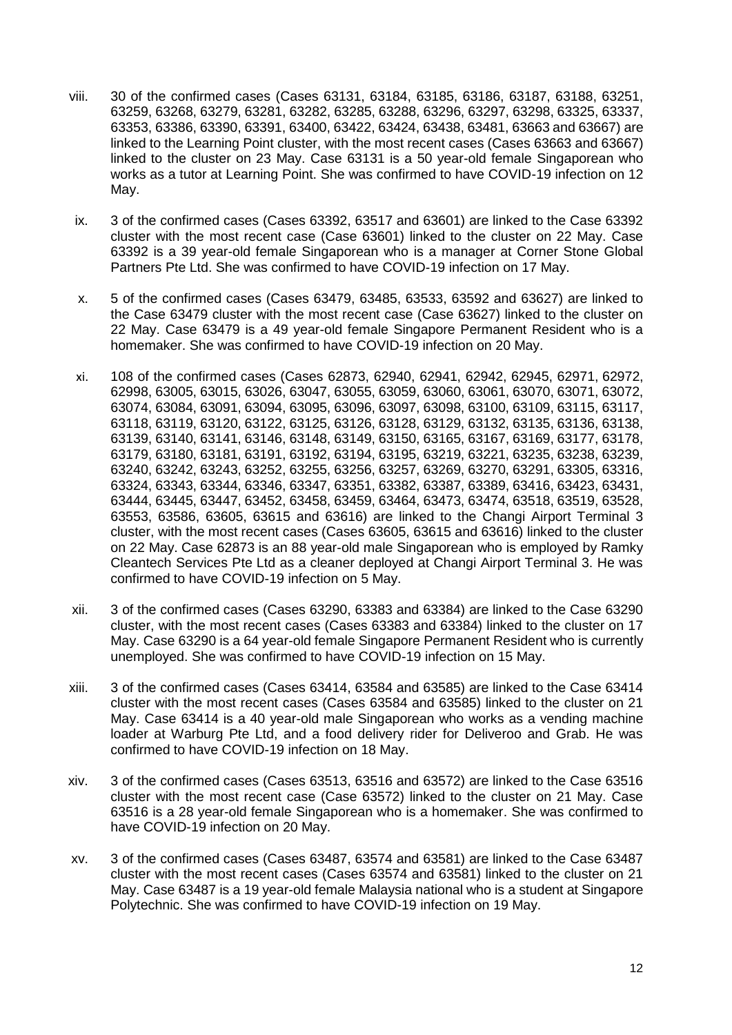viii. 30 of the confirmed cases (Cases 63131, 63184, 63185, 63186, 63187, 63188, 63251, 63259, 63268, 63279, 63281, 63282, 63285, 63288, 63296, 63297, 63298, 63325, 63337, 63353, 63386, 63390, 63391, 63400, 63422, 63424, 63438, 63481, 63663 and 63667) are linked to the Learning Point cluster, with the most recent cases (Cases 63663 and 63667) linked to the cluster on 23 May. Case 63131 is a 50 year-old female Singaporean who works as a tutor at Learning Point. She was confirmed to have COVID-19 infection on 12 May.

ix. 3 of the confirmed cases (Cases 63392, 63517 and 63601) are linked to the Case 63392 cluster with the most recent case (Case 63601) linked to the cluster on 22 May. Case 63392 is a 39 year-old female Singaporean who is a manager at Corner Stone Global Partners Pte Ltd. She was confirmed to have COVID-19 infection on 17 May.

x. 5 of the confirmed cases (Cases 63479, 63485, 63533, 63592 and 63627) are linked to the Case 63479 cluster with the most recent case (Case 63627) linked to the cluster on 22 May. Case 63479 is a 49 year-old female Singapore Permanent Resident who is a homemaker. She was confirmed to have COVID-19 infection on 20 May.

xi. 108 of the confirmed cases (Cases 62873, 62940, 62941, 62942, 62945, 62971, 62972, 62998, 63005, 63015, 63026, 63047, 63055, 63059, 63060, 63061, 63070, 63071, 63072, 63074, 63084, 63091, 63094, 63095, 63096, 63097, 63098, 63100, 63109, 63115, 63117, 63118, 63119, 63120, 63122, 63125, 63126, 63128, 63129, 63132, 63135, 63136, 63138, 63139, 63140, 63141, 63146, 63148, 63149, 63150, 63165, 63167, 63169, 63177, 63178, 63179, 63180, 63181, 63191, 63192, 63194, 63195, 63219, 63221, 63235, 63238, 63239, 63240, 63242, 63243, 63252, 63255, 63256, 63257, 63269, 63270, 63291, 63305, 63316, 63324, 63343, 63344, 63346, 63347, 63351, 63382, 63387, 63389, 63416, 63423, 63431, 63444, 63445, 63447, 63452, 63458, 63459, 63464, 63473, 63474, 63518, 63519, 63528, 63553, 63586, 63605, 63615 and 63616) are linked to the Changi Airport Terminal 3 cluster, with the most recent cases (Cases 63605, 63615 and 63616) linked to the cluster on 22 May. Case 62873 is an 88 year-old male Singaporean who is employed by Ramky Cleantech Services Pte Ltd as a cleaner deployed at Changi Airport Terminal 3. He was confirmed to have COVID-19 infection on 5 May.

xii. 3 of the confirmed cases (Cases 63290, 63383 and 63384) are linked to the Case 63290 cluster, with the most recent cases (Cases 63383 and 63384) linked to the cluster on 17 May. Case 63290 is a 64 year-old female Singapore Permanent Resident who is currently unemployed. She was confirmed to have COVID-19 infection on 15 May.

xiii. 3 of the confirmed cases (Cases 63414, 63584 and 63585) are linked to the Case 63414 cluster with the most recent cases (Cases 63584 and 63585) linked to the cluster on 21 May. Case 63414 is a 40 year-old male Singaporean who works as a vending machine loader at Warburg Pte Ltd, and a food delivery rider for Deliveroo and Grab. He was confirmed to have COVID-19 infection on 18 May.

xiv. 3 of the confirmed cases (Cases 63513, 63516 and 63572) are linked to the Case 63516 cluster with the most recent case (Case 63572) linked to the cluster on 21 May. Case 63516 is a 28 year-old female Singaporean who is a homemaker. She was confirmed to have COVID-19 infection on 20 May.

xv. 3 of the confirmed cases (Cases 63487, 63574 and 63581) are linked to the Case 63487 cluster with the most recent cases (Cases 63574 and 63581) linked to the cluster on 21 May. Case 63487 is a 19 year-old female Malaysia national who is a student at Singapore Polytechnic. She was confirmed to have COVID-19 infection on 19 May.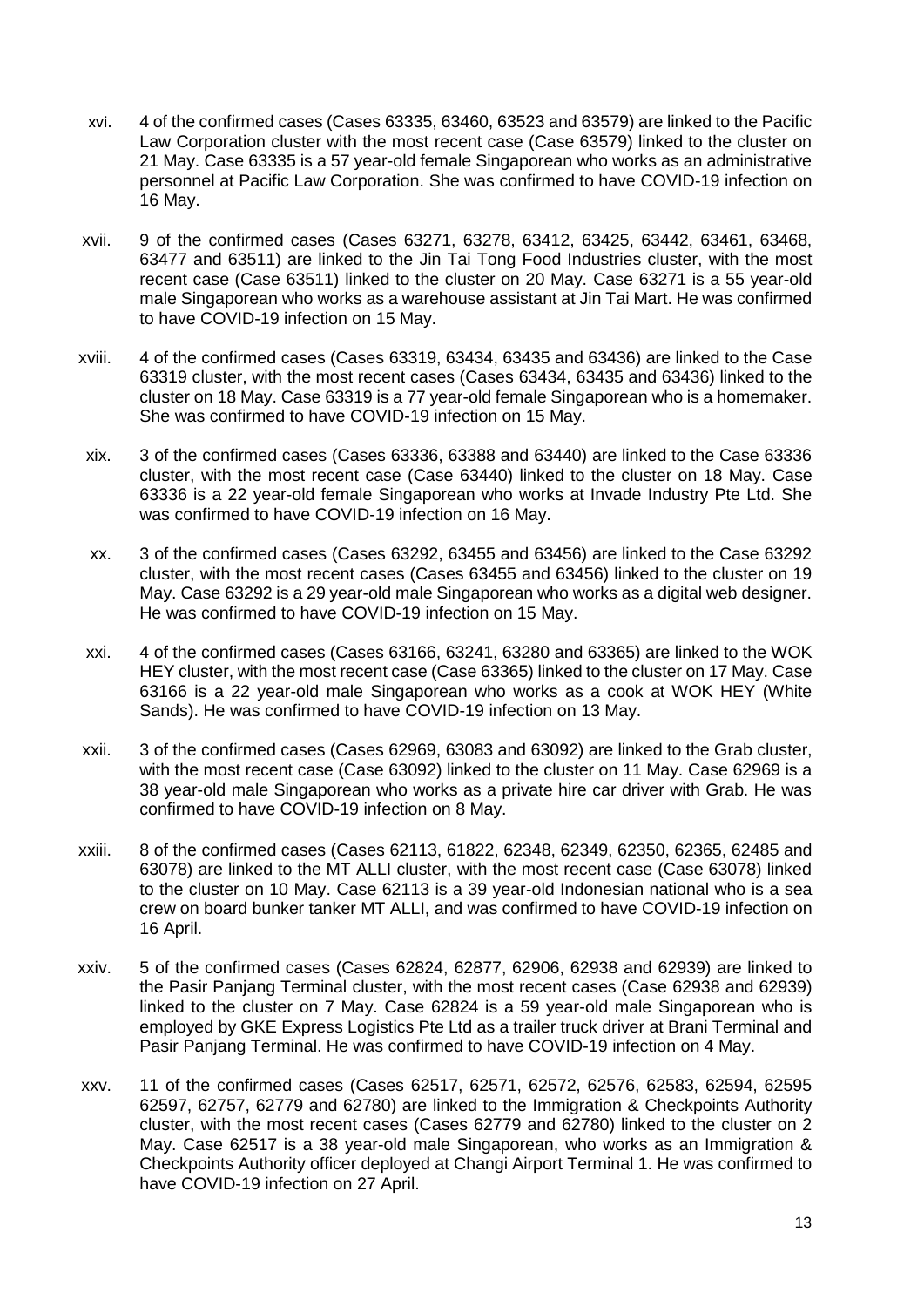xvi. 4 of the confirmed cases (Cases 63335, 63460, 63523 and 63579) are linked to the Pacific Law Corporation cluster with the most recent case (Case 63579) linked to the cluster on 21 May. Case 63335 is a 57 year-old female Singaporean who works as an administrative personnel at Pacific Law Corporation. She was confirmed to have COVID-19 infection on 16 May.

xvii. 9 of the confirmed cases (Cases 63271, 63278, 63412, 63425, 63442, 63461, 63468, 63477 and 63511) are linked to the Jin Tai Tong Food Industries cluster, with the most recent case (Case 63511) linked to the cluster on 20 May. Case 63271 is a 55 year-old male Singaporean who works as a warehouse assistant at Jin Tai Mart. He was confirmed to have COVID-19 infection on 15 May.

xviii. 4 of the confirmed cases (Cases 63319, 63434, 63435 and 63436) are linked to the Case 63319 cluster, with the most recent cases (Cases 63434, 63435 and 63436) linked to the cluster on 18 May. Case 63319 is a 77 year-old female Singaporean who is a homemaker. She was confirmed to have COVID-19 infection on 15 May.

xix. 3 of the confirmed cases (Cases 63336, 63388 and 63440) are linked to the Case 63336 cluster, with the most recent case (Case 63440) linked to the cluster on 18 May. Case 63336 is a 22 year-old female Singaporean who works at Invade Industry Pte Ltd. She was confirmed to have COVID-19 infection on 16 May.

xx. 3 of the confirmed cases (Cases 63292, 63455 and 63456) are linked to the Case 63292 cluster, with the most recent cases (Cases 63455 and 63456) linked to the cluster on 19 May. Case 63292 is a 29 year-old male Singaporean who works as a digital web designer. He was confirmed to have COVID-19 infection on 15 May.

xxi. 4 of the confirmed cases (Cases 63166, 63241, 63280 and 63365) are linked to the WOK HEY cluster, with the most recent case (Case 63365) linked to the cluster on 17 May. Case 63166 is a 22 year-old male Singaporean who works as a cook at WOK HEY (White Sands). He was confirmed to have COVID-19 infection on 13 May.

xxii. 3 of the confirmed cases (Cases 62969, 63083 and 63092) are linked to the Grab cluster, with the most recent case (Case 63092) linked to the cluster on 11 May. Case 62969 is a 38 year-old male Singaporean who works as a private hire car driver with Grab. He was confirmed to have COVID-19 infection on 8 May.

xxiii. 8 of the confirmed cases (Cases 62113, 61822, 62348, 62349, 62350, 62365, 62485 and 63078) are linked to the MT ALLI cluster, with the most recent case (Case 63078) linked to the cluster on 10 May. Case 62113 is a 39 year-old Indonesian national who is a sea crew on board bunker tanker MT ALLI, and was confirmed to have COVID-19 infection on 16 April.

xxiv. 5 of the confirmed cases (Cases 62824, 62877, 62906, 62938 and 62939) are linked to the Pasir Panjang Terminal cluster, with the most recent cases (Case 62938 and 62939) linked to the cluster on 7 May. Case 62824 is a 59 year-old male Singaporean who is employed by GKE Express Logistics Pte Ltd as a trailer truck driver at Brani Terminal and Pasir Panjang Terminal. He was confirmed to have COVID-19 infection on 4 May.

xxv. 11 of the confirmed cases (Cases 62517, 62571, 62572, 62576, 62583, 62594, 62595 62597, 62757, 62779 and 62780) are linked to the Immigration & Checkpoints Authority cluster, with the most recent cases (Cases 62779 and 62780) linked to the cluster on 2 May. Case 62517 is a 38 year-old male Singaporean, who works as an Immigration & Checkpoints Authority officer deployed at Changi Airport Terminal 1. He was confirmed to have COVID-19 infection on 27 April.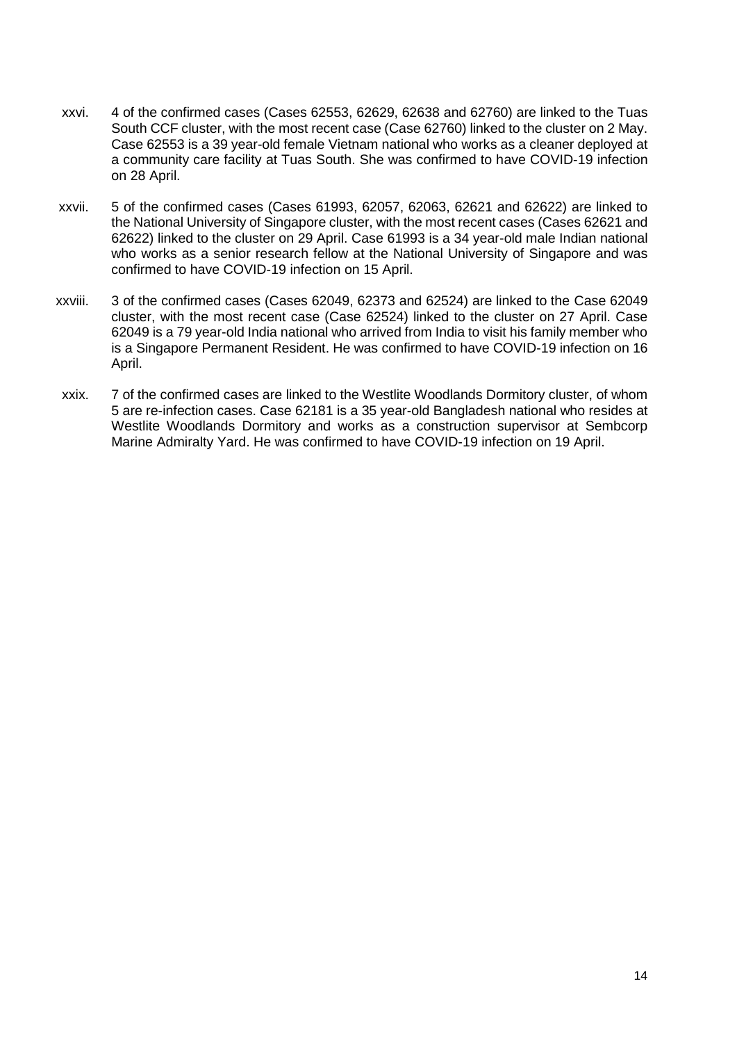xxvi. 4 of the confirmed cases (Cases 62553, 62629, 62638 and 62760) are linked to the Tuas South CCF cluster, with the most recent case (Case 62760) linked to the cluster on 2 May. Case 62553 is a 39 year-old female Vietnam national who works as a cleaner deployed at a community care facility at Tuas South. She was confirmed to have COVID-19 infection on 28 April.

xxvii. 5 of the confirmed cases (Cases 61993, 62057, 62063, 62621 and 62622) are linked to the National University of Singapore cluster, with the most recent cases (Cases 62621 and 62622) linked to the cluster on 29 April. Case 61993 is a 34 year-old male Indian national who works as a senior research fellow at the National University of Singapore and was confirmed to have COVID-19 infection on 15 April.

xxviii. 3 of the confirmed cases (Cases 62049, 62373 and 62524) are linked to the Case 62049 cluster, with the most recent case (Case 62524) linked to the cluster on 27 April. Case 62049 is a 79 year-old India national who arrived from India to visit his family member who is a Singapore Permanent Resident. He was confirmed to have COVID-19 infection on 16 April.

xxix. 7 of the confirmed cases are linked to the Westlite Woodlands Dormitory cluster, of whom 5 are re-infection cases. Case 62181 is a 35 year-old Bangladesh national who resides at Westlite Woodlands Dormitory and works as a construction supervisor at Sembcorp Marine Admiralty Yard. He was confirmed to have COVID-19 infection on 19 April.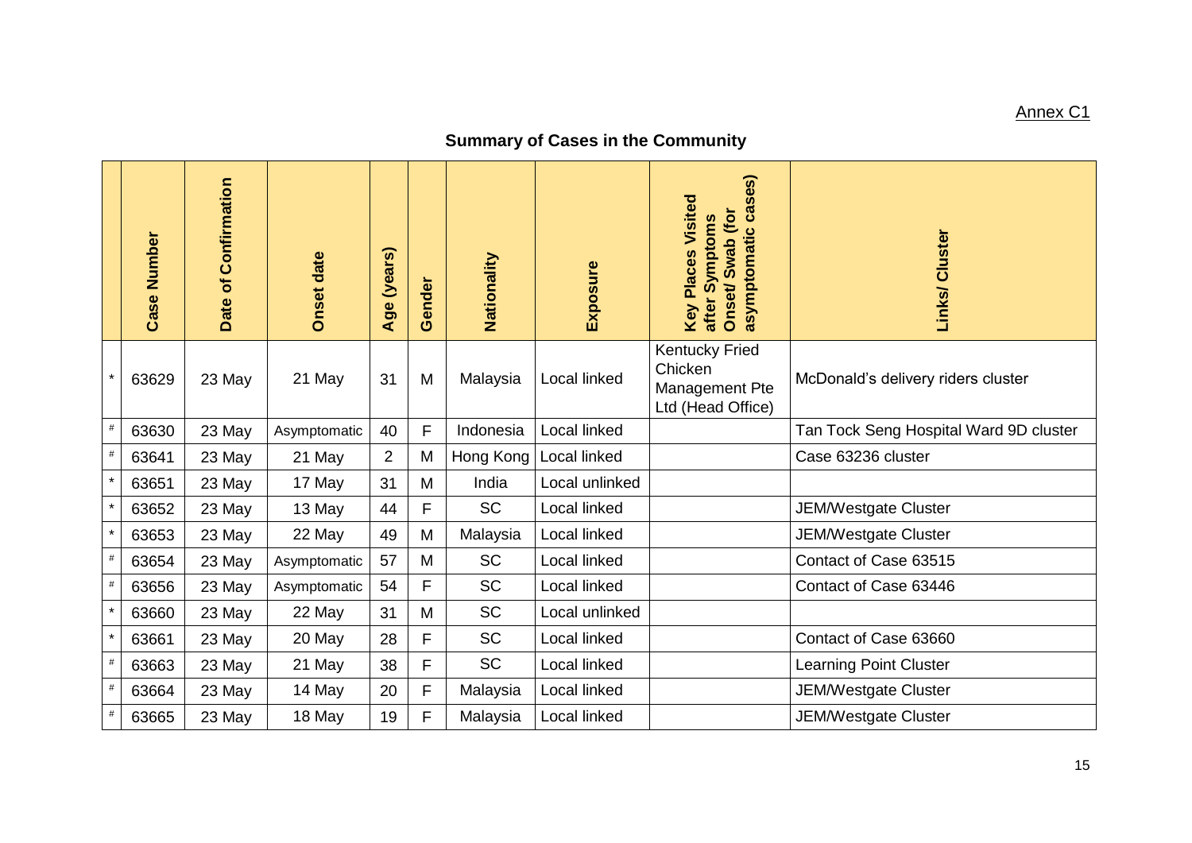Annex C1

## Summary of Cases in the Community

| | Case Number | Date of Confirmation | Onset date | Age (years) | Gender | Nationality | Exposure | Key Places Visited after Symptoms Onset/ Swab (for asymptomatic cases) | Links/ Cluster |
|---|---|---|---|---|---|---|---|---|---|
| * | 63629 | 23 May | 21 May | 31 | M | Malaysia | Local linked | Kentucky Fried Chicken Management Pte Ltd (Head Office) | McDonald's delivery riders cluster |
| # | 63630 | 23 May | Asymptomatic | 40 | F | Indonesia | Local linked | | Tan Tock Seng Hospital Ward 9D cluster |
| # | 63641 | 23 May | 21 May | 2 | M | Hong Kong | Local linked | | Case 63236 cluster |
| * | 63651 | 23 May | 17 May | 31 | M | India | Local unlinked | | |
| * | 63652 | 23 May | 13 May | 44 | F | SC | Local linked | | JEM/Westgate Cluster |
| * | 63653 | 23 May | 22 May | 49 | M | Malaysia | Local linked | | JEM/Westgate Cluster |
| # | 63654 | 23 May | Asymptomatic | 57 | M | SC | Local linked | | Contact of Case 63515 |
| # | 63656 | 23 May | Asymptomatic | 54 | F | SC | Local linked | | Contact of Case 63446 |
| * | 63660 | 23 May | 22 May | 31 | M | SC | Local unlinked | | |
| * | 63661 | 23 May | 20 May | 28 | F | SC | Local linked | | Contact of Case 63660 |
| # | 63663 | 23 May | 21 May | 38 | F | SC | Local linked | | Learning Point Cluster |
| # | 63664 | 23 May | 14 May | 20 | F | Malaysia | Local linked | | JEM/Westgate Cluster |
| # | 63665 | 23 May | 18 May | 19 | F | Malaysia | Local linked | | JEM/Westgate Cluster |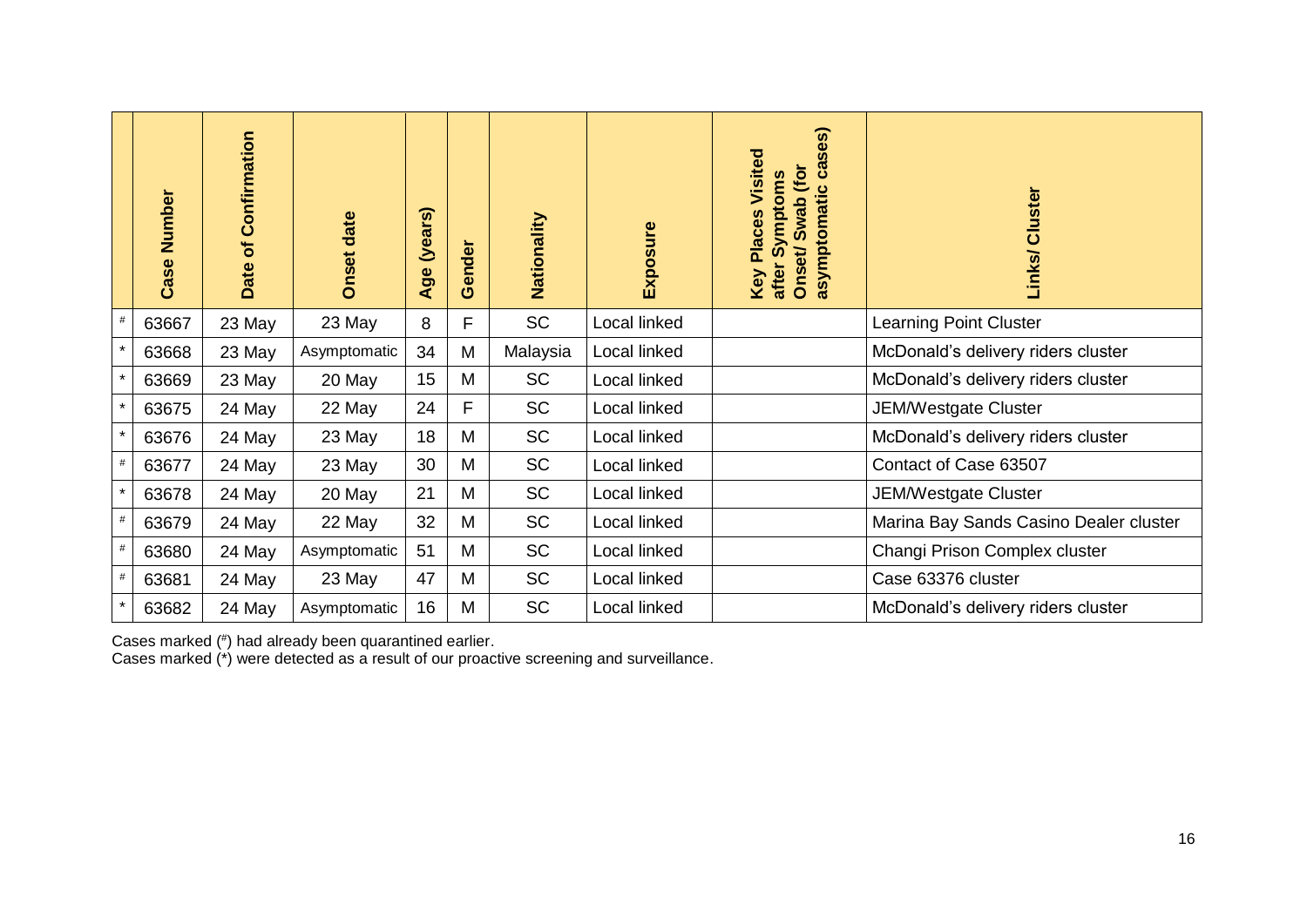| | Case Number | Date of Confirmation | Onset date | Age (years) | Gender | Nationality | Exposure | Key Places Visited after Symptoms Onset/ Swab (for asymptomatic cases) | Links/ Cluster |
|---|---|---|---|---|---|---|---|---|---|
| # | 63667 | 23 May | 23 May | 8 | F | SC | Local linked | | Learning Point Cluster |
| * | 63668 | 23 May | Asymptomatic | 34 | M | Malaysia | Local linked | | McDonald's delivery riders cluster |
| * | 63669 | 23 May | 20 May | 15 | M | SC | Local linked | | McDonald's delivery riders cluster |
| * | 63675 | 24 May | 22 May | 24 | F | SC | Local linked | | JEM/Westgate Cluster |
| * | 63676 | 24 May | 23 May | 18 | M | SC | Local linked | | McDonald's delivery riders cluster |
| # | 63677 | 24 May | 23 May | 30 | M | SC | Local linked | | Contact of Case 63507 |
| * | 63678 | 24 May | 20 May | 21 | M | SC | Local linked | | JEM/Westgate Cluster |
| # | 63679 | 24 May | 22 May | 32 | M | SC | Local linked | | Marina Bay Sands Casino Dealer cluster |
| # | 63680 | 24 May | Asymptomatic | 51 | M | SC | Local linked | | Changi Prison Complex cluster |
| # | 63681 | 24 May | 23 May | 47 | M | SC | Local linked | | Case 63376 cluster |
| * | 63682 | 24 May | Asymptomatic | 16 | M | SC | Local linked | | McDonald's delivery riders cluster |

Cases marked (#) had already been quarantined earlier.
Cases marked (*) were detected as a result of our proactive screening and surveillance.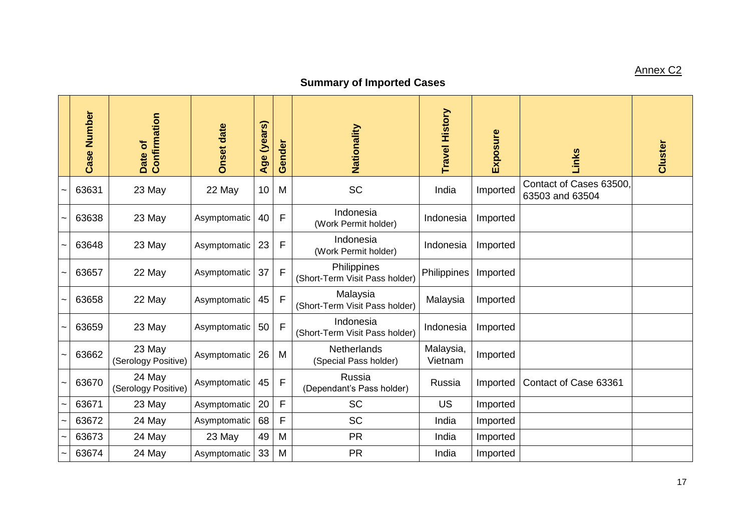Annex C2

## Summary of Imported Cases

| | Case Number | Date of Confirmation | Onset date | Age (years) | Gender | Nationality | Travel History | Exposure | Links | Cluster |
|---|---|---|---|---|---|---|---|---|---|---|
| ~ | 63631 | 23 May | 22 May | 10 | M | SC | India | Imported | Contact of Cases 63500, 63503 and 63504 | |
| ~ | 63638 | 23 May | Asymptomatic | 40 | F | Indonesia (Work Permit holder) | Indonesia | Imported | | |
| ~ | 63648 | 23 May | Asymptomatic | 23 | F | Indonesia (Work Permit holder) | Indonesia | Imported | | |
| ~ | 63657 | 22 May | Asymptomatic | 37 | F | Philippines (Short-Term Visit Pass holder) | Philippines | Imported | | |
| ~ | 63658 | 22 May | Asymptomatic | 45 | F | Malaysia (Short-Term Visit Pass holder) | Malaysia | Imported | | |
| ~ | 63659 | 23 May | Asymptomatic | 50 | F | Indonesia (Short-Term Visit Pass holder) | Indonesia | Imported | | |
| ~ | 63662 | 23 May (Serology Positive) | Asymptomatic | 26 | M | Netherlands (Special Pass holder) | Malaysia, Vietnam | Imported | | |
| ~ | 63670 | 24 May (Serology Positive) | Asymptomatic | 45 | F | Russia (Dependant's Pass holder) | Russia | Imported | Contact of Case 63361 | |
| ~ | 63671 | 23 May | Asymptomatic | 20 | F | SC | US | Imported | | |
| ~ | 63672 | 24 May | Asymptomatic | 68 | F | SC | India | Imported | | |
| ~ | 63673 | 24 May | 23 May | 49 | M | PR | India | Imported | | |
| ~ | 63674 | 24 May | Asymptomatic | 33 | M | PR | India | Imported | | |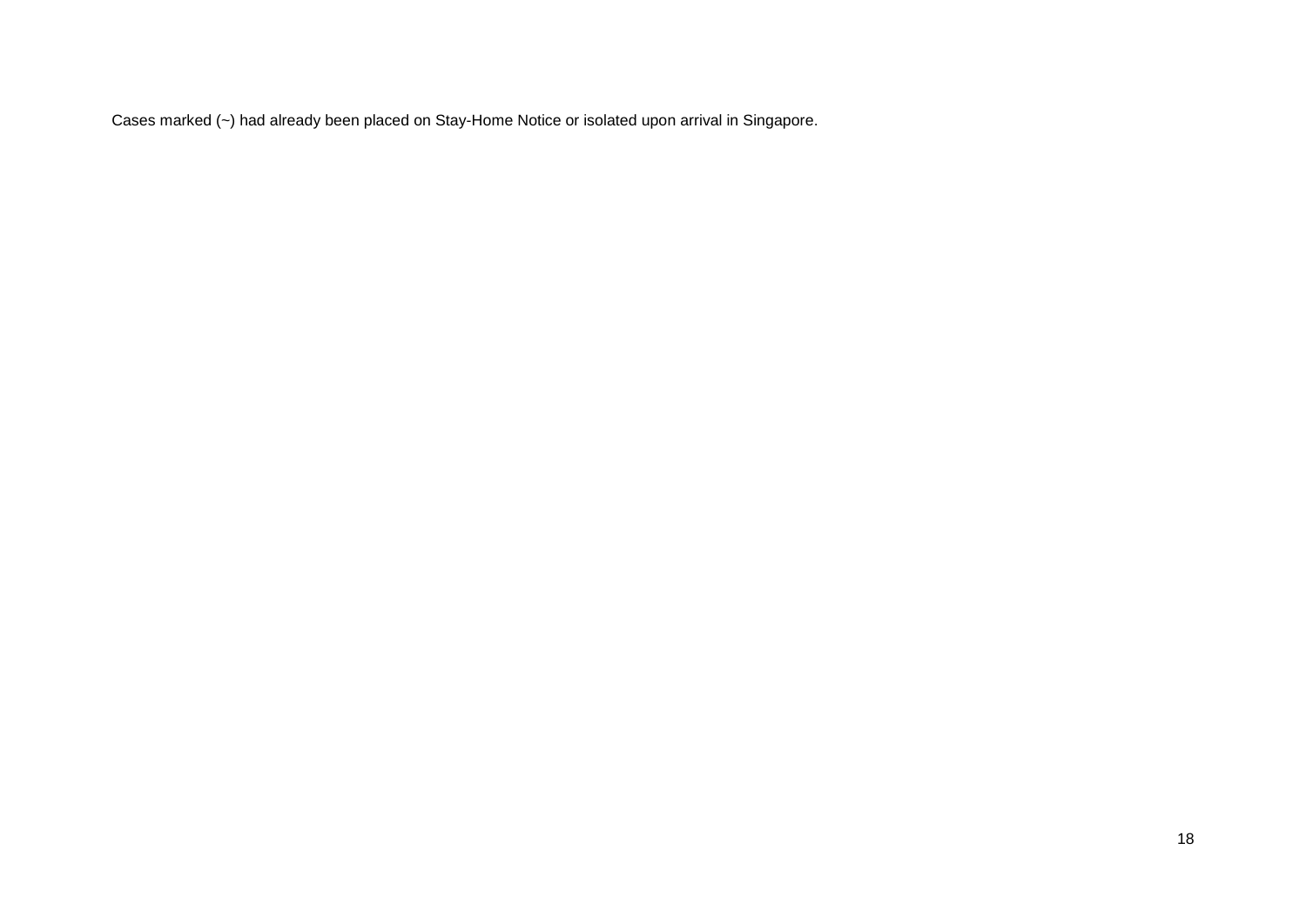Cases marked (~) had already been placed on Stay-Home Notice or isolated upon arrival in Singapore.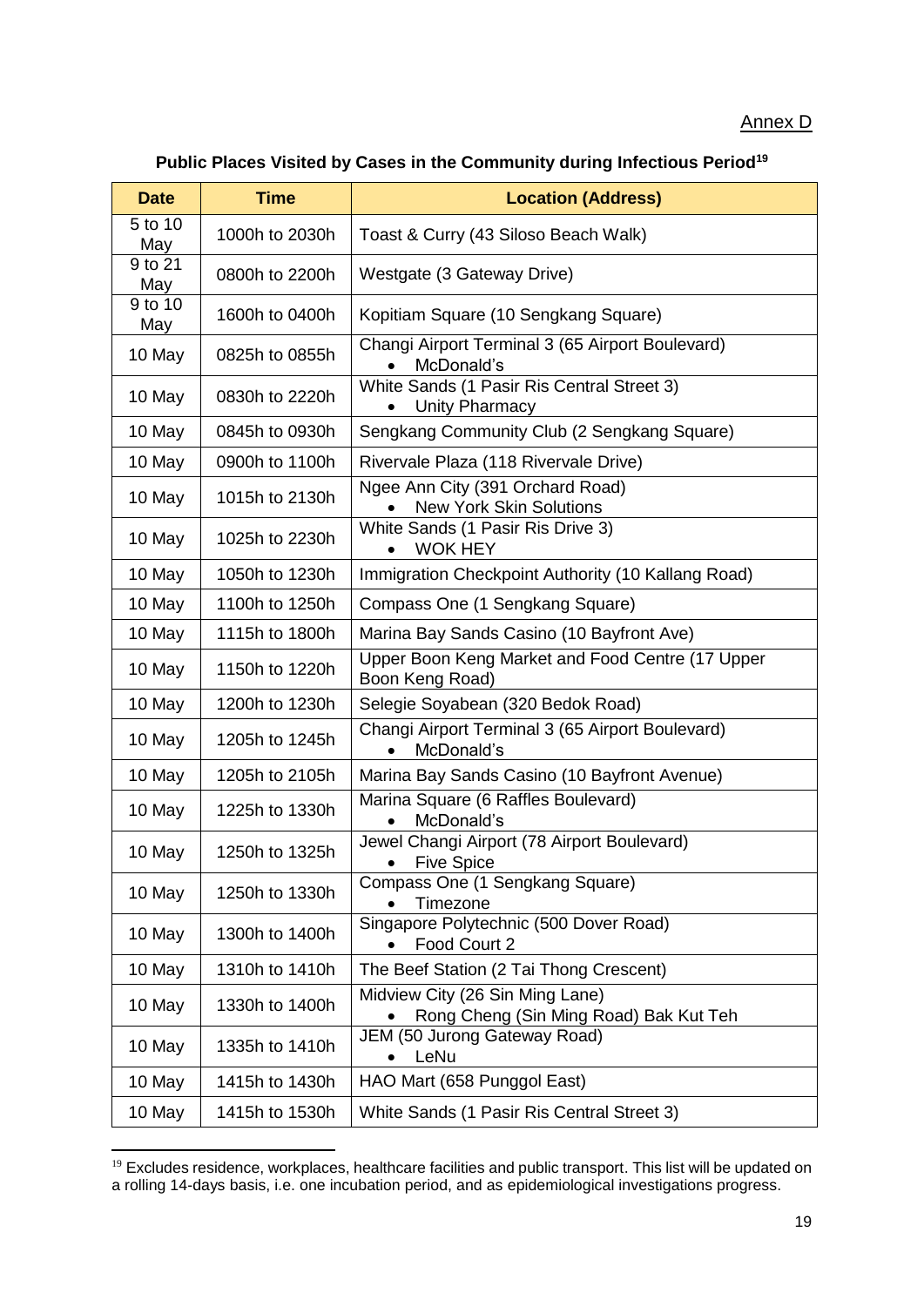Annex D

**Public Places Visited by Cases in the Community during Infectious Period[19]**

| Date | Time | Location (Address) |
|---|---|---|
| 5 to 10 May | 1000h to 2030h | Toast & Curry (43 Siloso Beach Walk) |
| 9 to 21 May | 0800h to 2200h | Westgate (3 Gateway Drive) |
| 9 to 10 May | 1600h to 0400h | Kopitiam Square (10 Sengkang Square) |
| 10 May | 0825h to 0855h | Changi Airport Terminal 3 (65 Airport Boulevard)<br>• McDonald's |
| 10 May | 0830h to 2220h | White Sands (1 Pasir Ris Central Street 3)<br>• Unity Pharmacy |
| 10 May | 0845h to 0930h | Sengkang Community Club (2 Sengkang Square) |
| 10 May | 0900h to 1100h | Rivervale Plaza (118 Rivervale Drive) |
| 10 May | 1015h to 2130h | Ngee Ann City (391 Orchard Road)<br>• New York Skin Solutions |
| 10 May | 1025h to 2230h | White Sands (1 Pasir Ris Drive 3)<br>• WOK HEY |
| 10 May | 1050h to 1230h | Immigration Checkpoint Authority (10 Kallang Road) |
| 10 May | 1100h to 1250h | Compass One (1 Sengkang Square) |
| 10 May | 1115h to 1800h | Marina Bay Sands Casino (10 Bayfront Ave) |
| 10 May | 1150h to 1220h | Upper Boon Keng Market and Food Centre (17 Upper Boon Keng Road) |
| 10 May | 1200h to 1230h | Selegie Soyabean (320 Bedok Road) |
| 10 May | 1205h to 1245h | Changi Airport Terminal 3 (65 Airport Boulevard)<br>• McDonald's |
| 10 May | 1205h to 2105h | Marina Bay Sands Casino (10 Bayfront Avenue) |
| 10 May | 1225h to 1330h | Marina Square (6 Raffles Boulevard)<br>• McDonald's |
| 10 May | 1250h to 1325h | Jewel Changi Airport (78 Airport Boulevard)<br>• Five Spice |
| 10 May | 1250h to 1330h | Compass One (1 Sengkang Square)<br>• Timezone |
| 10 May | 1300h to 1400h | Singapore Polytechnic (500 Dover Road)<br>• Food Court 2 |
| 10 May | 1310h to 1410h | The Beef Station (2 Tai Thong Crescent) |
| 10 May | 1330h to 1400h | Midview City (26 Sin Ming Lane)<br>• Rong Cheng (Sin Ming Road) Bak Kut Teh |
| 10 May | 1335h to 1410h | JEM (50 Jurong Gateway Road)<br>• LeNu |
| 10 May | 1415h to 1430h | HAO Mart (658 Punggol East) |
| 10 May | 1415h to 1530h | White Sands (1 Pasir Ris Central Street 3) |

[19] Excludes residence, workplaces, healthcare facilities and public transport. This list will be updated on a rolling 14-days basis, i.e. one incubation period, and as epidemiological investigations progress.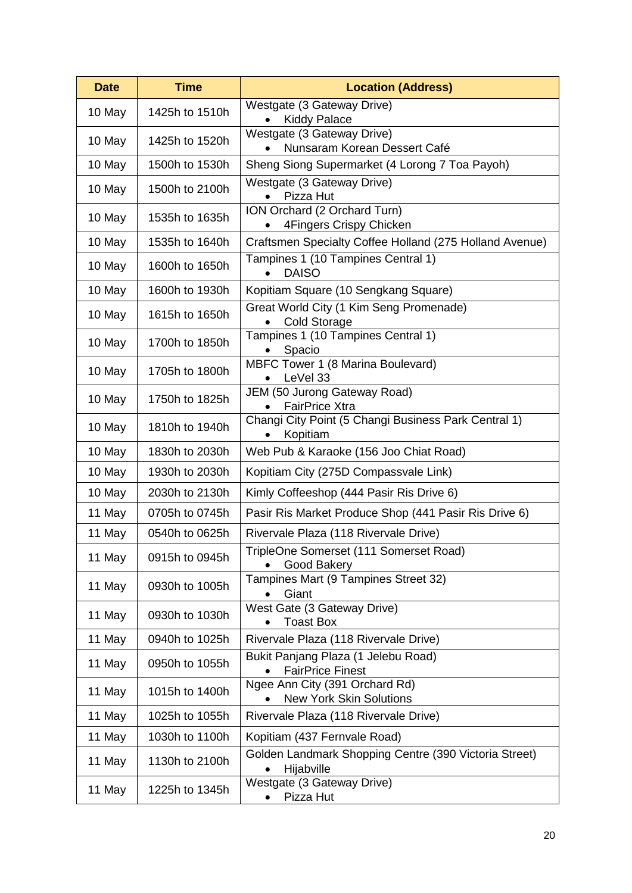| Date | Time | Location (Address) |
|---|---|---|
| 10 May | 1425h to 1510h | Westgate (3 Gateway Drive)<br>• Kiddy Palace |
| 10 May | 1425h to 1520h | Westgate (3 Gateway Drive)<br>• Nunsaram Korean Dessert Café |
| 10 May | 1500h to 1530h | Sheng Siong Supermarket (4 Lorong 7 Toa Payoh) |
| 10 May | 1500h to 2100h | Westgate (3 Gateway Drive)<br>• Pizza Hut |
| 10 May | 1535h to 1635h | ION Orchard (2 Orchard Turn)<br>• 4Fingers Crispy Chicken |
| 10 May | 1535h to 1640h | Craftsmen Specialty Coffee Holland (275 Holland Avenue) |
| 10 May | 1600h to 1650h | Tampines 1 (10 Tampines Central 1)<br>• DAISO |
| 10 May | 1600h to 1930h | Kopitiam Square (10 Sengkang Square) |
| 10 May | 1615h to 1650h | Great World City (1 Kim Seng Promenade)<br>• Cold Storage |
| 10 May | 1700h to 1850h | Tampines 1 (10 Tampines Central 1)<br>• Spacio |
| 10 May | 1705h to 1800h | MBFC Tower 1 (8 Marina Boulevard)<br>• LeVel 33 |
| 10 May | 1750h to 1825h | JEM (50 Jurong Gateway Road)<br>• FairPrice Xtra |
| 10 May | 1810h to 1940h | Changi City Point (5 Changi Business Park Central 1)<br>• Kopitiam |
| 10 May | 1830h to 2030h | Web Pub & Karaoke (156 Joo Chiat Road) |
| 10 May | 1930h to 2030h | Kopitiam City (275D Compassvale Link) |
| 10 May | 2030h to 2130h | Kimly Coffeeshop (444 Pasir Ris Drive 6) |
| 11 May | 0705h to 0745h | Pasir Ris Market Produce Shop (441 Pasir Ris Drive 6) |
| 11 May | 0540h to 0625h | Rivervale Plaza (118 Rivervale Drive) |
| 11 May | 0915h to 0945h | TripleOne Somerset (111 Somerset Road)<br>• Good Bakery |
| 11 May | 0930h to 1005h | Tampines Mart (9 Tampines Street 32)<br>• Giant |
| 11 May | 0930h to 1030h | West Gate (3 Gateway Drive)<br>• Toast Box |
| 11 May | 0940h to 1025h | Rivervale Plaza (118 Rivervale Drive) |
| 11 May | 0950h to 1055h | Bukit Panjang Plaza (1 Jelebu Road)<br>• FairPrice Finest |
| 11 May | 1015h to 1400h | Ngee Ann City (391 Orchard Rd)<br>• New York Skin Solutions |
| 11 May | 1025h to 1055h | Rivervale Plaza (118 Rivervale Drive) |
| 11 May | 1030h to 1100h | Kopitiam (437 Fernvale Road) |
| 11 May | 1130h to 2100h | Golden Landmark Shopping Centre (390 Victoria Street)<br>• Hijabville |
| 11 May | 1225h to 1345h | Westgate (3 Gateway Drive)<br>• Pizza Hut |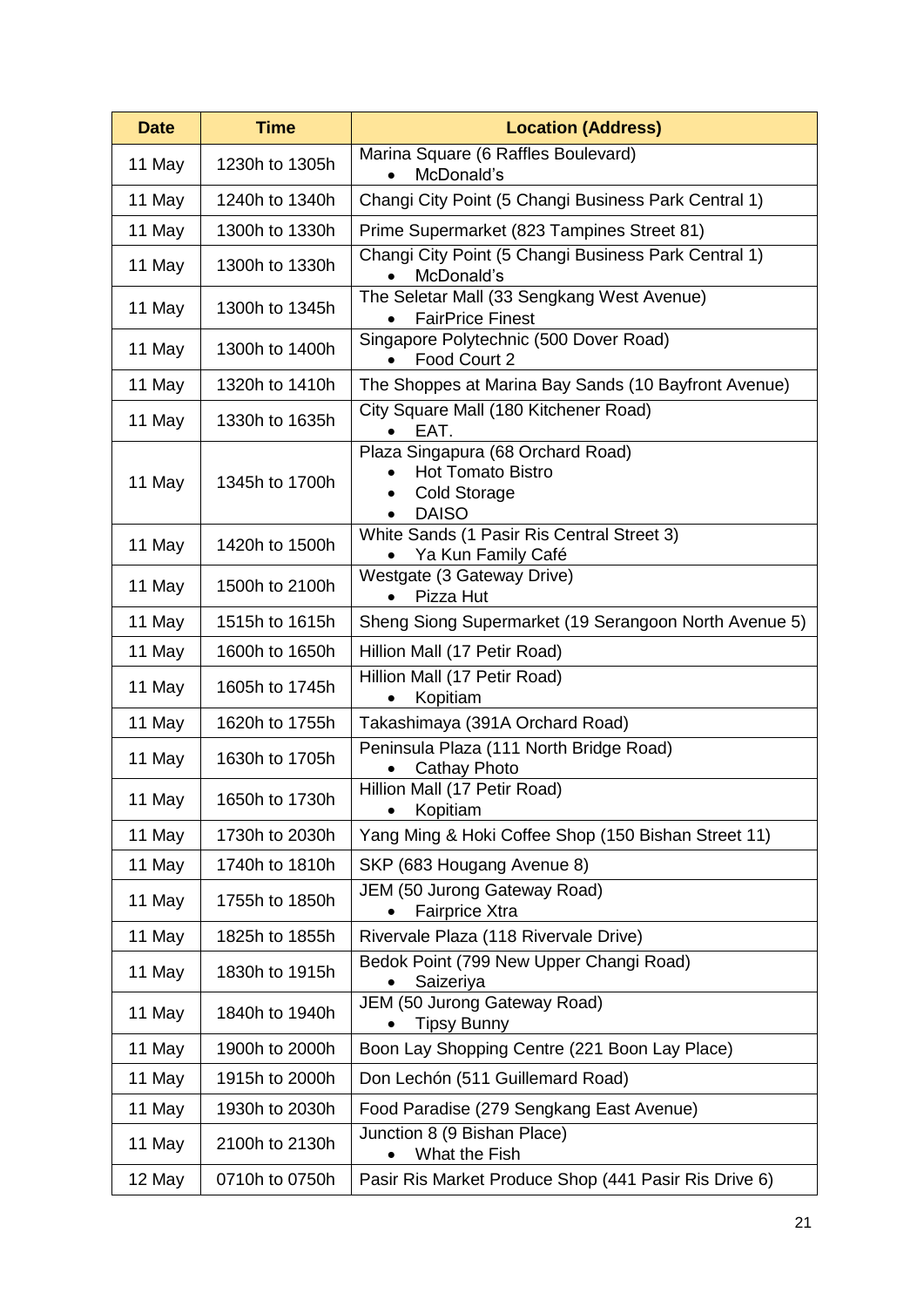| Date | Time | Location (Address) |
| --- | --- | --- |
| 11 May | 1230h to 1305h | Marina Square (6 Raffles Boulevard)<br>• McDonald's |
| 11 May | 1240h to 1340h | Changi City Point (5 Changi Business Park Central 1) |
| 11 May | 1300h to 1330h | Prime Supermarket (823 Tampines Street 81) |
| 11 May | 1300h to 1330h | Changi City Point (5 Changi Business Park Central 1)<br>• McDonald's |
| 11 May | 1300h to 1345h | The Seletar Mall (33 Sengkang West Avenue)<br>• FairPrice Finest |
| 11 May | 1300h to 1400h | Singapore Polytechnic (500 Dover Road)<br>• Food Court 2 |
| 11 May | 1320h to 1410h | The Shoppes at Marina Bay Sands (10 Bayfront Avenue) |
| 11 May | 1330h to 1635h | City Square Mall (180 Kitchener Road)<br>• EAT. |
| 11 May | 1345h to 1700h | Plaza Singapura (68 Orchard Road)<br>• Hot Tomato Bistro<br>• Cold Storage<br>• DAISO |
| 11 May | 1420h to 1500h | White Sands (1 Pasir Ris Central Street 3)<br>• Ya Kun Family Café |
| 11 May | 1500h to 2100h | Westgate (3 Gateway Drive)<br>• Pizza Hut |
| 11 May | 1515h to 1615h | Sheng Siong Supermarket (19 Serangoon North Avenue 5) |
| 11 May | 1600h to 1650h | Hillion Mall (17 Petir Road) |
| 11 May | 1605h to 1745h | Hillion Mall (17 Petir Road)<br>• Kopitiam |
| 11 May | 1620h to 1755h | Takashimaya (391A Orchard Road) |
| 11 May | 1630h to 1705h | Peninsula Plaza (111 North Bridge Road)<br>• Cathay Photo |
| 11 May | 1650h to 1730h | Hillion Mall (17 Petir Road)<br>• Kopitiam |
| 11 May | 1730h to 2030h | Yang Ming & Hoki Coffee Shop (150 Bishan Street 11) |
| 11 May | 1740h to 1810h | SKP (683 Hougang Avenue 8) |
| 11 May | 1755h to 1850h | JEM (50 Jurong Gateway Road)<br>• Fairprice Xtra |
| 11 May | 1825h to 1855h | Rivervale Plaza (118 Rivervale Drive) |
| 11 May | 1830h to 1915h | Bedok Point (799 New Upper Changi Road)<br>• Saizeriya |
| 11 May | 1840h to 1940h | JEM (50 Jurong Gateway Road)<br>• Tipsy Bunny |
| 11 May | 1900h to 2000h | Boon Lay Shopping Centre (221 Boon Lay Place) |
| 11 May | 1915h to 2000h | Don Lechón (511 Guillemard Road) |
| 11 May | 1930h to 2030h | Food Paradise (279 Sengkang East Avenue) |
| 11 May | 2100h to 2130h | Junction 8 (9 Bishan Place)<br>• What the Fish |
| 12 May | 0710h to 0750h | Pasir Ris Market Produce Shop (441 Pasir Ris Drive 6) |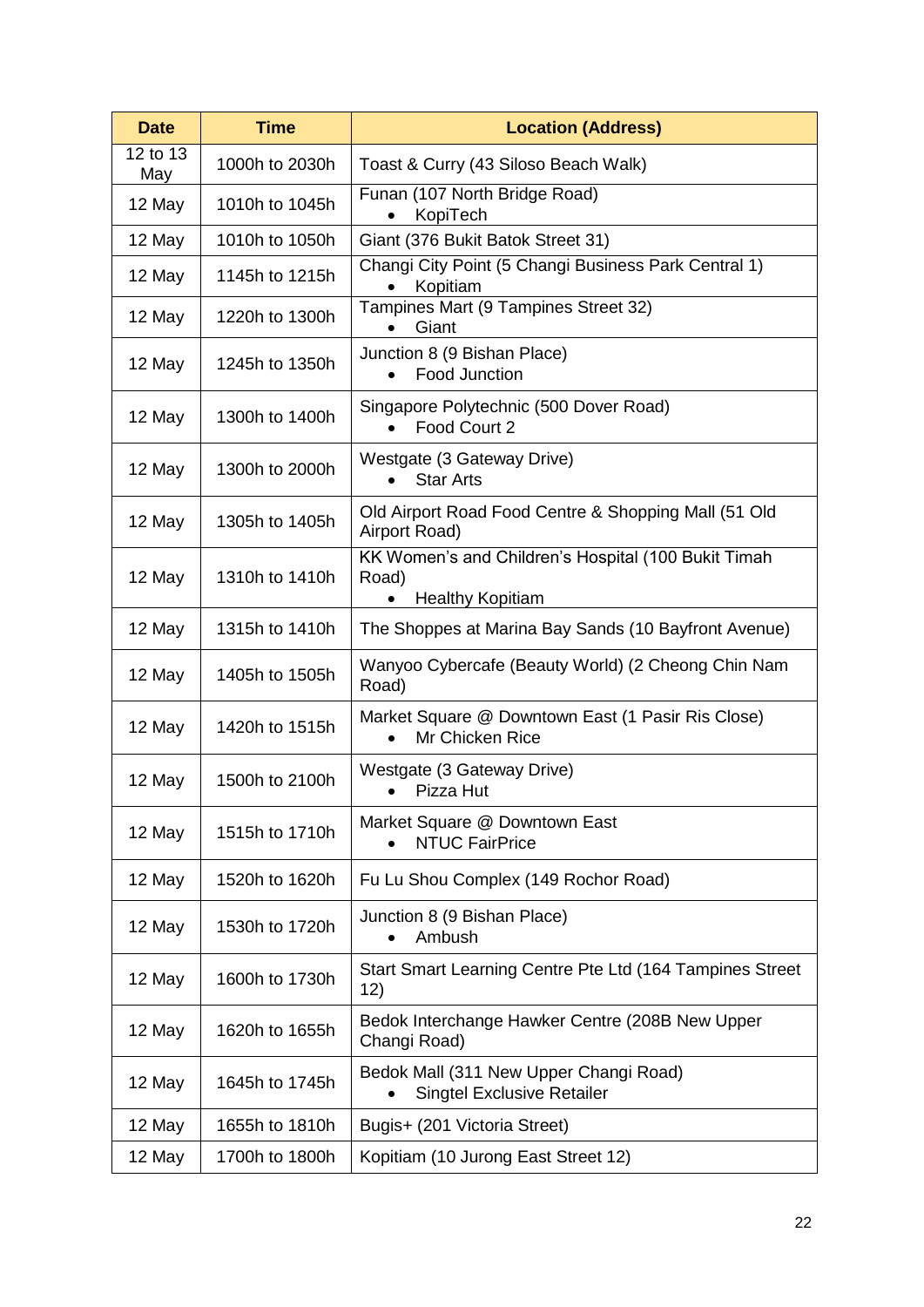| Date | Time | Location (Address) |
|---|---|---|
| 12 to 13 May | 1000h to 2030h | Toast & Curry (43 Siloso Beach Walk) |
| 12 May | 1010h to 1045h | Funan (107 North Bridge Road)<br>• KopiTech |
| 12 May | 1010h to 1050h | Giant (376 Bukit Batok Street 31) |
| 12 May | 1145h to 1215h | Changi City Point (5 Changi Business Park Central 1)<br>• Kopitiam |
| 12 May | 1220h to 1300h | Tampines Mart (9 Tampines Street 32)<br>• Giant |
| 12 May | 1245h to 1350h | Junction 8 (9 Bishan Place)<br>• Food Junction |
| 12 May | 1300h to 1400h | Singapore Polytechnic (500 Dover Road)<br>• Food Court 2 |
| 12 May | 1300h to 2000h | Westgate (3 Gateway Drive)<br>• Star Arts |
| 12 May | 1305h to 1405h | Old Airport Road Food Centre & Shopping Mall (51 Old Airport Road) |
| 12 May | 1310h to 1410h | KK Women's and Children's Hospital (100 Bukit Timah Road)<br>• Healthy Kopitiam |
| 12 May | 1315h to 1410h | The Shoppes at Marina Bay Sands (10 Bayfront Avenue) |
| 12 May | 1405h to 1505h | Wanyoo Cybercafe (Beauty World) (2 Cheong Chin Nam Road) |
| 12 May | 1420h to 1515h | Market Square @ Downtown East (1 Pasir Ris Close)<br>• Mr Chicken Rice |
| 12 May | 1500h to 2100h | Westgate (3 Gateway Drive)<br>• Pizza Hut |
| 12 May | 1515h to 1710h | Market Square @ Downtown East<br>• NTUC FairPrice |
| 12 May | 1520h to 1620h | Fu Lu Shou Complex (149 Rochor Road) |
| 12 May | 1530h to 1720h | Junction 8 (9 Bishan Place)<br>• Ambush |
| 12 May | 1600h to 1730h | Start Smart Learning Centre Pte Ltd (164 Tampines Street 12) |
| 12 May | 1620h to 1655h | Bedok Interchange Hawker Centre (208B New Upper Changi Road) |
| 12 May | 1645h to 1745h | Bedok Mall (311 New Upper Changi Road)<br>• Singtel Exclusive Retailer |
| 12 May | 1655h to 1810h | Bugis+ (201 Victoria Street) |
| 12 May | 1700h to 1800h | Kopitiam (10 Jurong East Street 12) |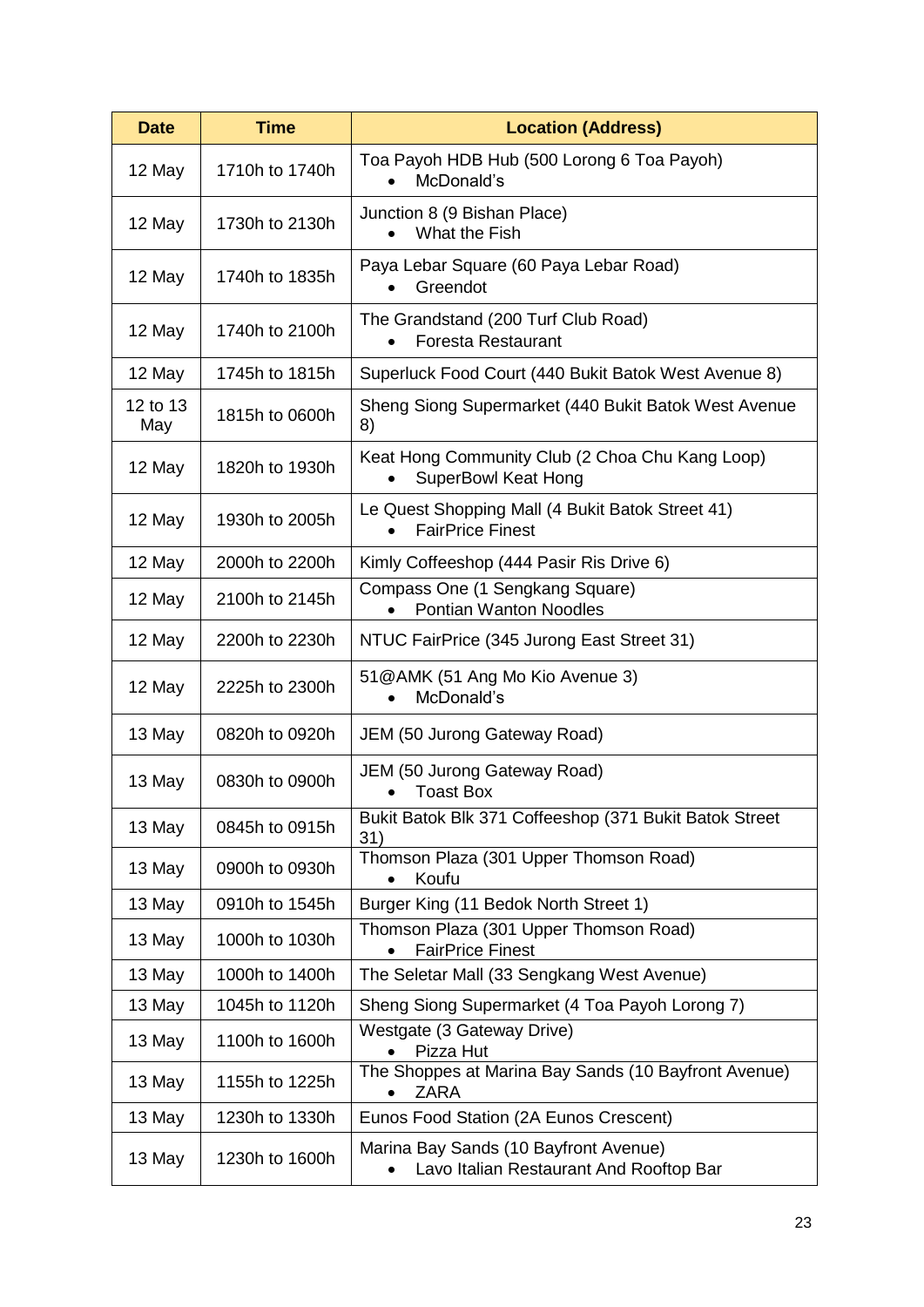| Date | Time | Location (Address) |
|---|---|---|
| 12 May | 1710h to 1740h | Toa Payoh HDB Hub (500 Lorong 6 Toa Payoh)<br>• McDonald's |
| 12 May | 1730h to 2130h | Junction 8 (9 Bishan Place)<br>• What the Fish |
| 12 May | 1740h to 1835h | Paya Lebar Square (60 Paya Lebar Road)<br>• Greendot |
| 12 May | 1740h to 2100h | The Grandstand (200 Turf Club Road)<br>• Foresta Restaurant |
| 12 May | 1745h to 1815h | Superluck Food Court (440 Bukit Batok West Avenue 8) |
| 12 to 13 May | 1815h to 0600h | Sheng Siong Supermarket (440 Bukit Batok West Avenue 8) |
| 12 May | 1820h to 1930h | Keat Hong Community Club (2 Choa Chu Kang Loop)<br>• SuperBowl Keat Hong |
| 12 May | 1930h to 2005h | Le Quest Shopping Mall (4 Bukit Batok Street 41)<br>• FairPrice Finest |
| 12 May | 2000h to 2200h | Kimly Coffeeshop (444 Pasir Ris Drive 6) |
| 12 May | 2100h to 2145h | Compass One (1 Sengkang Square)<br>• Pontian Wanton Noodles |
| 12 May | 2200h to 2230h | NTUC FairPrice (345 Jurong East Street 31) |
| 12 May | 2225h to 2300h | 51@AMK (51 Ang Mo Kio Avenue 3)<br>• McDonald's |
| 13 May | 0820h to 0920h | JEM (50 Jurong Gateway Road) |
| 13 May | 0830h to 0900h | JEM (50 Jurong Gateway Road)<br>• Toast Box |
| 13 May | 0845h to 0915h | Bukit Batok Blk 371 Coffeeshop (371 Bukit Batok Street 31) |
| 13 May | 0900h to 0930h | Thomson Plaza (301 Upper Thomson Road)<br>• Koufu |
| 13 May | 0910h to 1545h | Burger King (11 Bedok North Street 1) |
| 13 May | 1000h to 1030h | Thomson Plaza (301 Upper Thomson Road)<br>• FairPrice Finest |
| 13 May | 1000h to 1400h | The Seletar Mall (33 Sengkang West Avenue) |
| 13 May | 1045h to 1120h | Sheng Siong Supermarket (4 Toa Payoh Lorong 7) |
| 13 May | 1100h to 1600h | Westgate (3 Gateway Drive)<br>• Pizza Hut |
| 13 May | 1155h to 1225h | The Shoppes at Marina Bay Sands (10 Bayfront Avenue)<br>• ZARA |
| 13 May | 1230h to 1330h | Eunos Food Station (2A Eunos Crescent) |
| 13 May | 1230h to 1600h | Marina Bay Sands (10 Bayfront Avenue)<br>• Lavo Italian Restaurant And Rooftop Bar |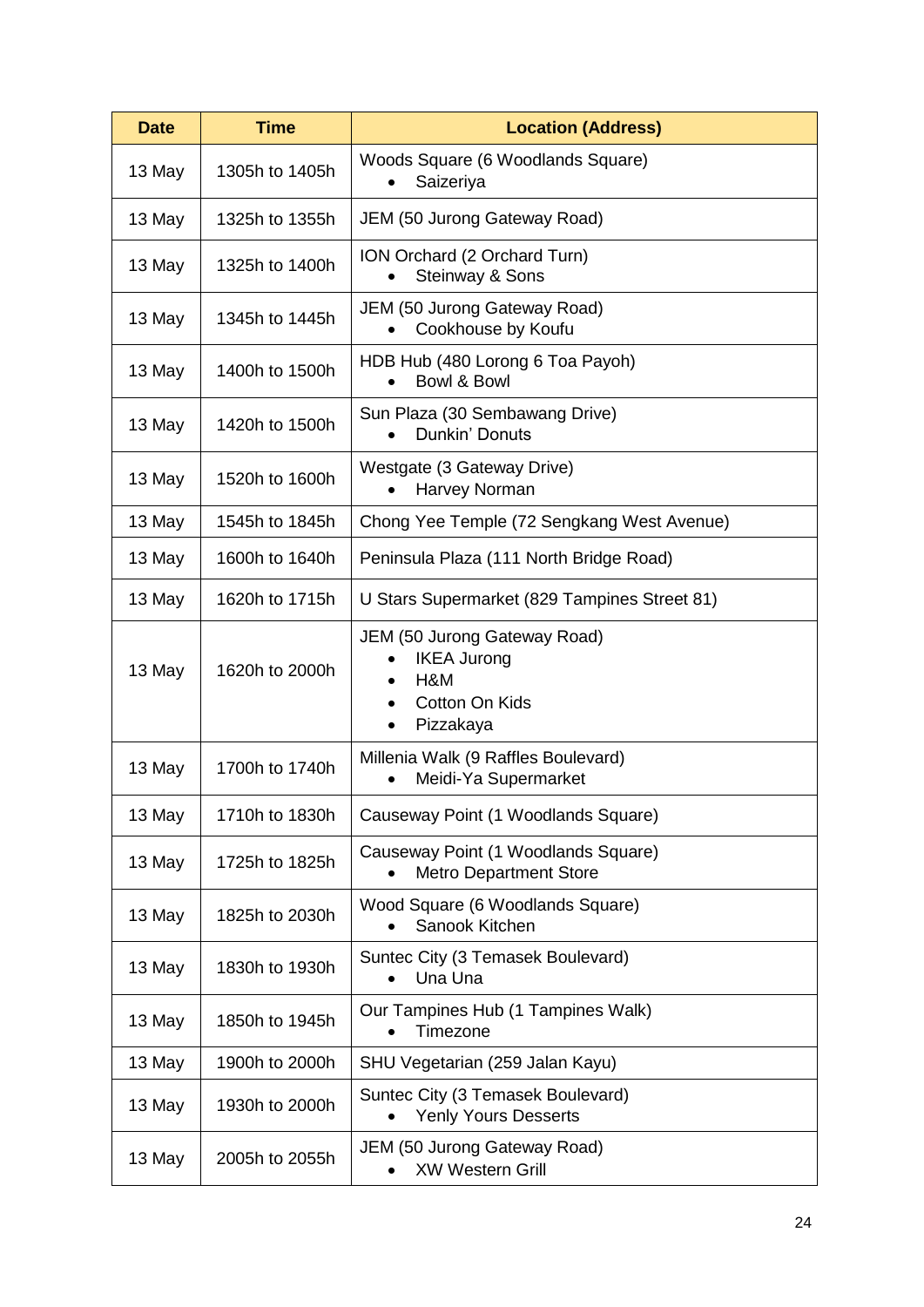| Date | Time | Location (Address) |
|---|---|---|
| 13 May | 1305h to 1405h | Woods Square (6 Woodlands Square)<br>• Saizeriya |
| 13 May | 1325h to 1355h | JEM (50 Jurong Gateway Road) |
| 13 May | 1325h to 1400h | ION Orchard (2 Orchard Turn)<br>• Steinway & Sons |
| 13 May | 1345h to 1445h | JEM (50 Jurong Gateway Road)<br>• Cookhouse by Koufu |
| 13 May | 1400h to 1500h | HDB Hub (480 Lorong 6 Toa Payoh)<br>• Bowl & Bowl |
| 13 May | 1420h to 1500h | Sun Plaza (30 Sembawang Drive)<br>• Dunkin' Donuts |
| 13 May | 1520h to 1600h | Westgate (3 Gateway Drive)<br>• Harvey Norman |
| 13 May | 1545h to 1845h | Chong Yee Temple (72 Sengkang West Avenue) |
| 13 May | 1600h to 1640h | Peninsula Plaza (111 North Bridge Road) |
| 13 May | 1620h to 1715h | U Stars Supermarket (829 Tampines Street 81) |
| 13 May | 1620h to 2000h | JEM (50 Jurong Gateway Road)<br>• IKEA Jurong<br>• H&M<br>• Cotton On Kids<br>• Pizzakaya |
| 13 May | 1700h to 1740h | Millenia Walk (9 Raffles Boulevard)<br>• Meidi-Ya Supermarket |
| 13 May | 1710h to 1830h | Causeway Point (1 Woodlands Square) |
| 13 May | 1725h to 1825h | Causeway Point (1 Woodlands Square)<br>• Metro Department Store |
| 13 May | 1825h to 2030h | Wood Square (6 Woodlands Square)<br>• Sanook Kitchen |
| 13 May | 1830h to 1930h | Suntec City (3 Temasek Boulevard)<br>• Una Una |
| 13 May | 1850h to 1945h | Our Tampines Hub (1 Tampines Walk)<br>• Timezone |
| 13 May | 1900h to 2000h | SHU Vegetarian (259 Jalan Kayu) |
| 13 May | 1930h to 2000h | Suntec City (3 Temasek Boulevard)<br>• Yenly Yours Desserts |
| 13 May | 2005h to 2055h | JEM (50 Jurong Gateway Road)<br>• XW Western Grill |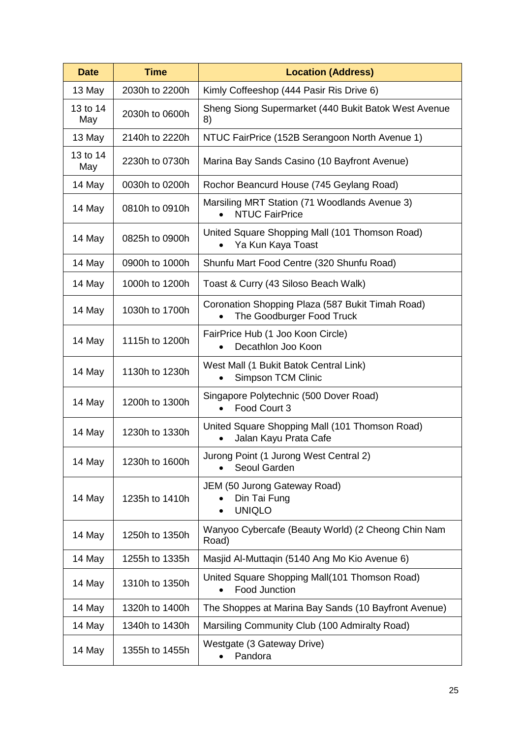| Date | Time | Location (Address) |
|---|---|---|
| 13 May | 2030h to 2200h | Kimly Coffeeshop (444 Pasir Ris Drive 6) |
| 13 to 14 May | 2030h to 0600h | Sheng Siong Supermarket (440 Bukit Batok West Avenue 8) |
| 13 May | 2140h to 2220h | NTUC FairPrice (152B Serangoon North Avenue 1) |
| 13 to 14 May | 2230h to 0730h | Marina Bay Sands Casino (10 Bayfront Avenue) |
| 14 May | 0030h to 0200h | Rochor Beancurd House (745 Geylang Road) |
| 14 May | 0810h to 0910h | Marsiling MRT Station (71 Woodlands Avenue 3)<br>• NTUC FairPrice |
| 14 May | 0825h to 0900h | United Square Shopping Mall (101 Thomson Road)<br>• Ya Kun Kaya Toast |
| 14 May | 0900h to 1000h | Shunfu Mart Food Centre (320 Shunfu Road) |
| 14 May | 1000h to 1200h | Toast & Curry (43 Siloso Beach Walk) |
| 14 May | 1030h to 1700h | Coronation Shopping Plaza (587 Bukit Timah Road)<br>• The Goodburger Food Truck |
| 14 May | 1115h to 1200h | FairPrice Hub (1 Joo Koon Circle)<br>• Decathlon Joo Koon |
| 14 May | 1130h to 1230h | West Mall (1 Bukit Batok Central Link)<br>• Simpson TCM Clinic |
| 14 May | 1200h to 1300h | Singapore Polytechnic (500 Dover Road)<br>• Food Court 3 |
| 14 May | 1230h to 1330h | United Square Shopping Mall (101 Thomson Road)<br>• Jalan Kayu Prata Cafe |
| 14 May | 1230h to 1600h | Jurong Point (1 Jurong West Central 2)<br>• Seoul Garden |
| 14 May | 1235h to 1410h | JEM (50 Jurong Gateway Road)<br>• Din Tai Fung<br>• UNIQLO |
| 14 May | 1250h to 1350h | Wanyoo Cybercafe (Beauty World) (2 Cheong Chin Nam Road) |
| 14 May | 1255h to 1335h | Masjid Al-Muttaqin (5140 Ang Mo Kio Avenue 6) |
| 14 May | 1310h to 1350h | United Square Shopping Mall(101 Thomson Road)<br>• Food Junction |
| 14 May | 1320h to 1400h | The Shoppes at Marina Bay Sands (10 Bayfront Avenue) |
| 14 May | 1340h to 1430h | Marsiling Community Club (100 Admiralty Road) |
| 14 May | 1355h to 1455h | Westgate (3 Gateway Drive)<br>• Pandora |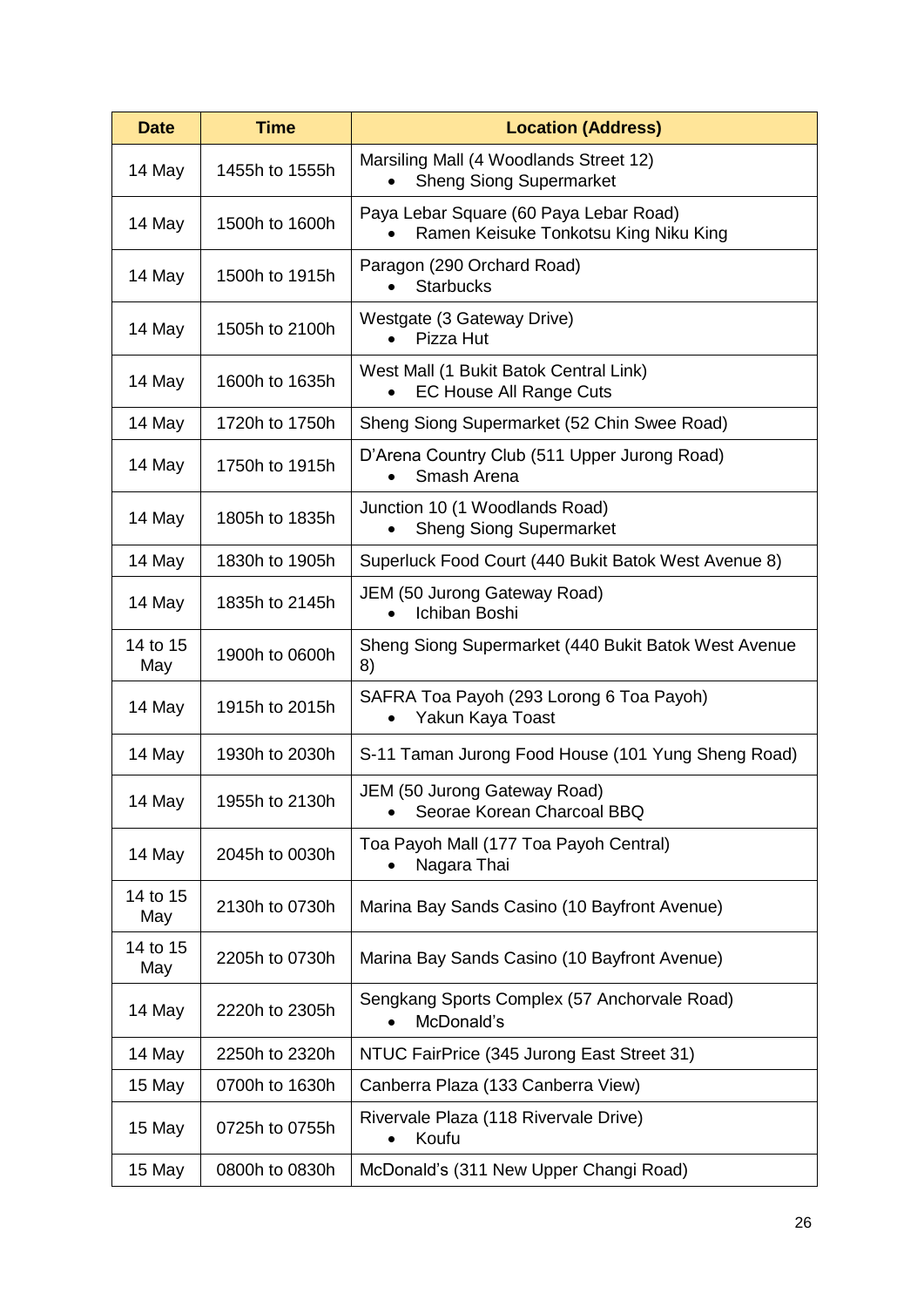| Date | Time | Location (Address) |
| --- | --- | --- |
| 14 May | 1455h to 1555h | Marsiling Mall (4 Woodlands Street 12)<br>• Sheng Siong Supermarket |
| 14 May | 1500h to 1600h | Paya Lebar Square (60 Paya Lebar Road)<br>• Ramen Keisuke Tonkotsu King Niku King |
| 14 May | 1500h to 1915h | Paragon (290 Orchard Road)<br>• Starbucks |
| 14 May | 1505h to 2100h | Westgate (3 Gateway Drive)<br>• Pizza Hut |
| 14 May | 1600h to 1635h | West Mall (1 Bukit Batok Central Link)<br>• EC House All Range Cuts |
| 14 May | 1720h to 1750h | Sheng Siong Supermarket (52 Chin Swee Road) |
| 14 May | 1750h to 1915h | D'Arena Country Club (511 Upper Jurong Road)<br>• Smash Arena |
| 14 May | 1805h to 1835h | Junction 10 (1 Woodlands Road)<br>• Sheng Siong Supermarket |
| 14 May | 1830h to 1905h | Superluck Food Court (440 Bukit Batok West Avenue 8) |
| 14 May | 1835h to 2145h | JEM (50 Jurong Gateway Road)<br>• Ichiban Boshi |
| 14 to 15 May | 1900h to 0600h | Sheng Siong Supermarket (440 Bukit Batok West Avenue 8) |
| 14 May | 1915h to 2015h | SAFRA Toa Payoh (293 Lorong 6 Toa Payoh)<br>• Yakun Kaya Toast |
| 14 May | 1930h to 2030h | S-11 Taman Jurong Food House (101 Yung Sheng Road) |
| 14 May | 1955h to 2130h | JEM (50 Jurong Gateway Road)<br>• Seorae Korean Charcoal BBQ |
| 14 May | 2045h to 0030h | Toa Payoh Mall (177 Toa Payoh Central)<br>• Nagara Thai |
| 14 to 15 May | 2130h to 0730h | Marina Bay Sands Casino (10 Bayfront Avenue) |
| 14 to 15 May | 2205h to 0730h | Marina Bay Sands Casino (10 Bayfront Avenue) |
| 14 May | 2220h to 2305h | Sengkang Sports Complex (57 Anchorvale Road)<br>• McDonald's |
| 14 May | 2250h to 2320h | NTUC FairPrice (345 Jurong East Street 31) |
| 15 May | 0700h to 1630h | Canberra Plaza (133 Canberra View) |
| 15 May | 0725h to 0755h | Rivervale Plaza (118 Rivervale Drive)<br>• Koufu |
| 15 May | 0800h to 0830h | McDonald's (311 New Upper Changi Road) |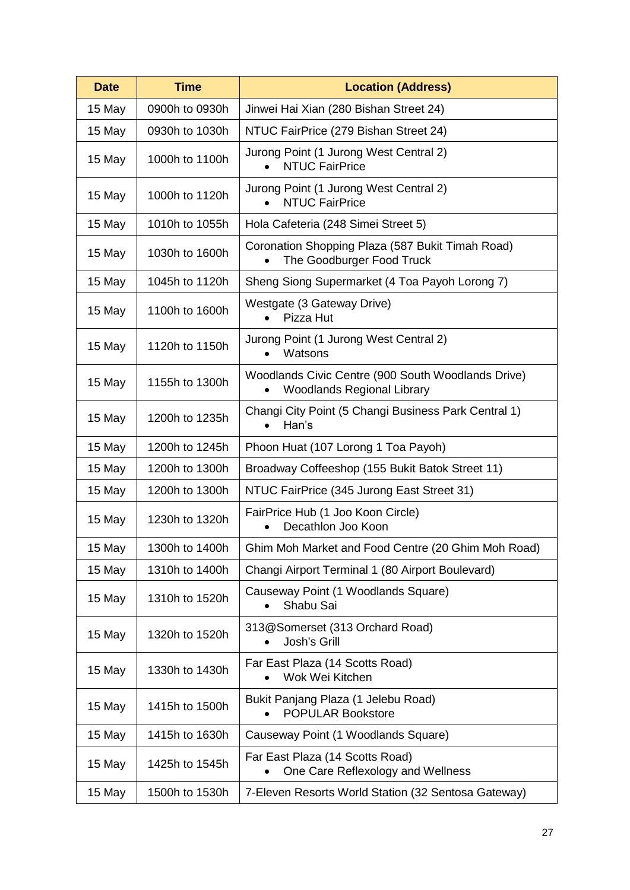| Date | Time | Location (Address) |
|---|---|---|
| 15 May | 0900h to 0930h | Jinwei Hai Xian (280 Bishan Street 24) |
| 15 May | 0930h to 1030h | NTUC FairPrice (279 Bishan Street 24) |
| 15 May | 1000h to 1100h | Jurong Point (1 Jurong West Central 2)<br>• NTUC FairPrice |
| 15 May | 1000h to 1120h | Jurong Point (1 Jurong West Central 2)<br>• NTUC FairPrice |
| 15 May | 1010h to 1055h | Hola Cafeteria (248 Simei Street 5) |
| 15 May | 1030h to 1600h | Coronation Shopping Plaza (587 Bukit Timah Road)<br>• The Goodburger Food Truck |
| 15 May | 1045h to 1120h | Sheng Siong Supermarket (4 Toa Payoh Lorong 7) |
| 15 May | 1100h to 1600h | Westgate (3 Gateway Drive)<br>• Pizza Hut |
| 15 May | 1120h to 1150h | Jurong Point (1 Jurong West Central 2)<br>• Watsons |
| 15 May | 1155h to 1300h | Woodlands Civic Centre (900 South Woodlands Drive)<br>• Woodlands Regional Library |
| 15 May | 1200h to 1235h | Changi City Point (5 Changi Business Park Central 1)<br>• Han's |
| 15 May | 1200h to 1245h | Phoon Huat (107 Lorong 1 Toa Payoh) |
| 15 May | 1200h to 1300h | Broadway Coffeeshop (155 Bukit Batok Street 11) |
| 15 May | 1200h to 1300h | NTUC FairPrice (345 Jurong East Street 31) |
| 15 May | 1230h to 1320h | FairPrice Hub (1 Joo Koon Circle)<br>• Decathlon Joo Koon |
| 15 May | 1300h to 1400h | Ghim Moh Market and Food Centre (20 Ghim Moh Road) |
| 15 May | 1310h to 1400h | Changi Airport Terminal 1 (80 Airport Boulevard) |
| 15 May | 1310h to 1520h | Causeway Point (1 Woodlands Square)<br>• Shabu Sai |
| 15 May | 1320h to 1520h | 313@Somerset (313 Orchard Road)<br>• Josh's Grill |
| 15 May | 1330h to 1430h | Far East Plaza (14 Scotts Road)<br>• Wok Wei Kitchen |
| 15 May | 1415h to 1500h | Bukit Panjang Plaza (1 Jelebu Road)<br>• POPULAR Bookstore |
| 15 May | 1415h to 1630h | Causeway Point (1 Woodlands Square) |
| 15 May | 1425h to 1545h | Far East Plaza (14 Scotts Road)<br>• One Care Reflexology and Wellness |
| 15 May | 1500h to 1530h | 7-Eleven Resorts World Station (32 Sentosa Gateway) |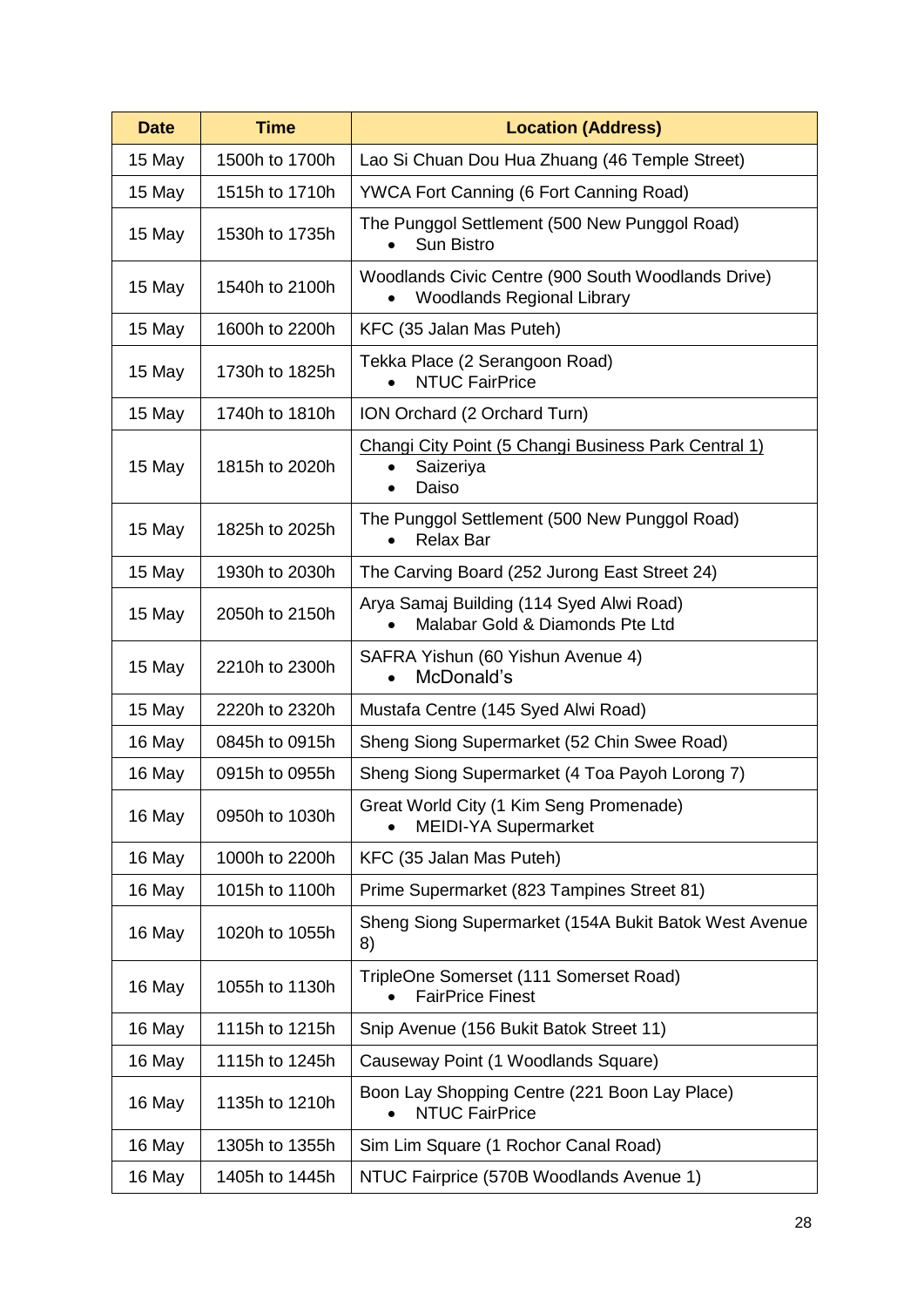| Date | Time | Location (Address) |
|---|---|---|
| 15 May | 1500h to 1700h | Lao Si Chuan Dou Hua Zhuang (46 Temple Street) |
| 15 May | 1515h to 1710h | YWCA Fort Canning (6 Fort Canning Road) |
| 15 May | 1530h to 1735h | The Punggol Settlement (500 New Punggol Road) <br>• Sun Bistro |
| 15 May | 1540h to 2100h | Woodlands Civic Centre (900 South Woodlands Drive) <br>• Woodlands Regional Library |
| 15 May | 1600h to 2200h | KFC (35 Jalan Mas Puteh) |
| 15 May | 1730h to 1825h | Tekka Place (2 Serangoon Road) <br>• NTUC FairPrice |
| 15 May | 1740h to 1810h | ION Orchard (2 Orchard Turn) |
| 15 May | 1815h to 2020h | Changi City Point (5 Changi Business Park Central 1) <br>• Saizeriya <br>• Daiso |
| 15 May | 1825h to 2025h | The Punggol Settlement (500 New Punggol Road) <br>• Relax Bar |
| 15 May | 1930h to 2030h | The Carving Board (252 Jurong East Street 24) |
| 15 May | 2050h to 2150h | Arya Samaj Building (114 Syed Alwi Road) <br>• Malabar Gold & Diamonds Pte Ltd |
| 15 May | 2210h to 2300h | SAFRA Yishun (60 Yishun Avenue 4) <br>• McDonald's |
| 15 May | 2220h to 2320h | Mustafa Centre (145 Syed Alwi Road) |
| 16 May | 0845h to 0915h | Sheng Siong Supermarket (52 Chin Swee Road) |
| 16 May | 0915h to 0955h | Sheng Siong Supermarket (4 Toa Payoh Lorong 7) |
| 16 May | 0950h to 1030h | Great World City (1 Kim Seng Promenade) <br>• MEIDI-YA Supermarket |
| 16 May | 1000h to 2200h | KFC (35 Jalan Mas Puteh) |
| 16 May | 1015h to 1100h | Prime Supermarket (823 Tampines Street 81) |
| 16 May | 1020h to 1055h | Sheng Siong Supermarket (154A Bukit Batok West Avenue 8) |
| 16 May | 1055h to 1130h | TripleOne Somerset (111 Somerset Road) <br>• FairPrice Finest |
| 16 May | 1115h to 1215h | Snip Avenue (156 Bukit Batok Street 11) |
| 16 May | 1115h to 1245h | Causeway Point (1 Woodlands Square) |
| 16 May | 1135h to 1210h | Boon Lay Shopping Centre (221 Boon Lay Place) <br>• NTUC FairPrice |
| 16 May | 1305h to 1355h | Sim Lim Square (1 Rochor Canal Road) |
| 16 May | 1405h to 1445h | NTUC Fairprice (570B Woodlands Avenue 1) |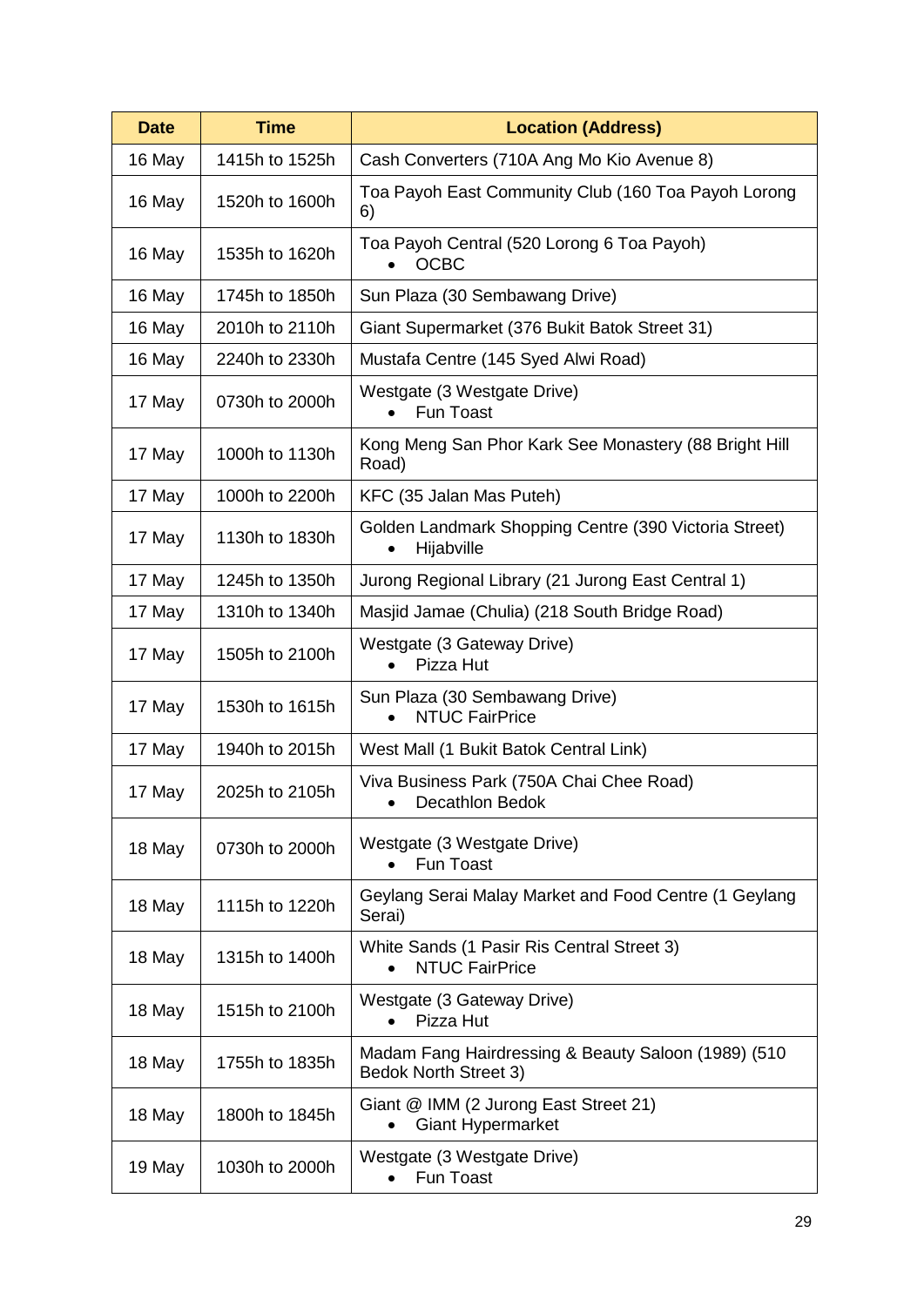| Date | Time | Location (Address) |
|---|---|---|
| 16 May | 1415h to 1525h | Cash Converters (710A Ang Mo Kio Avenue 8) |
| 16 May | 1520h to 1600h | Toa Payoh East Community Club (160 Toa Payoh Lorong 6) |
| 16 May | 1535h to 1620h | Toa Payoh Central (520 Lorong 6 Toa Payoh)<br>• OCBC |
| 16 May | 1745h to 1850h | Sun Plaza (30 Sembawang Drive) |
| 16 May | 2010h to 2110h | Giant Supermarket (376 Bukit Batok Street 31) |
| 16 May | 2240h to 2330h | Mustafa Centre (145 Syed Alwi Road) |
| 17 May | 0730h to 2000h | Westgate (3 Westgate Drive)<br>• Fun Toast |
| 17 May | 1000h to 1130h | Kong Meng San Phor Kark See Monastery (88 Bright Hill Road) |
| 17 May | 1000h to 2200h | KFC (35 Jalan Mas Puteh) |
| 17 May | 1130h to 1830h | Golden Landmark Shopping Centre (390 Victoria Street)<br>• Hijabville |
| 17 May | 1245h to 1350h | Jurong Regional Library (21 Jurong East Central 1) |
| 17 May | 1310h to 1340h | Masjid Jamae (Chulia) (218 South Bridge Road) |
| 17 May | 1505h to 2100h | Westgate (3 Gateway Drive)<br>• Pizza Hut |
| 17 May | 1530h to 1615h | Sun Plaza (30 Sembawang Drive)<br>• NTUC FairPrice |
| 17 May | 1940h to 2015h | West Mall (1 Bukit Batok Central Link) |
| 17 May | 2025h to 2105h | Viva Business Park (750A Chai Chee Road)<br>• Decathlon Bedok |
| 18 May | 0730h to 2000h | Westgate (3 Westgate Drive)<br>• Fun Toast |
| 18 May | 1115h to 1220h | Geylang Serai Malay Market and Food Centre (1 Geylang Serai) |
| 18 May | 1315h to 1400h | White Sands (1 Pasir Ris Central Street 3)<br>• NTUC FairPrice |
| 18 May | 1515h to 2100h | Westgate (3 Gateway Drive)<br>• Pizza Hut |
| 18 May | 1755h to 1835h | Madam Fang Hairdressing & Beauty Saloon (1989) (510 Bedok North Street 3) |
| 18 May | 1800h to 1845h | Giant @ IMM (2 Jurong East Street 21)<br>• Giant Hypermarket |
| 19 May | 1030h to 2000h | Westgate (3 Westgate Drive)<br>• Fun Toast |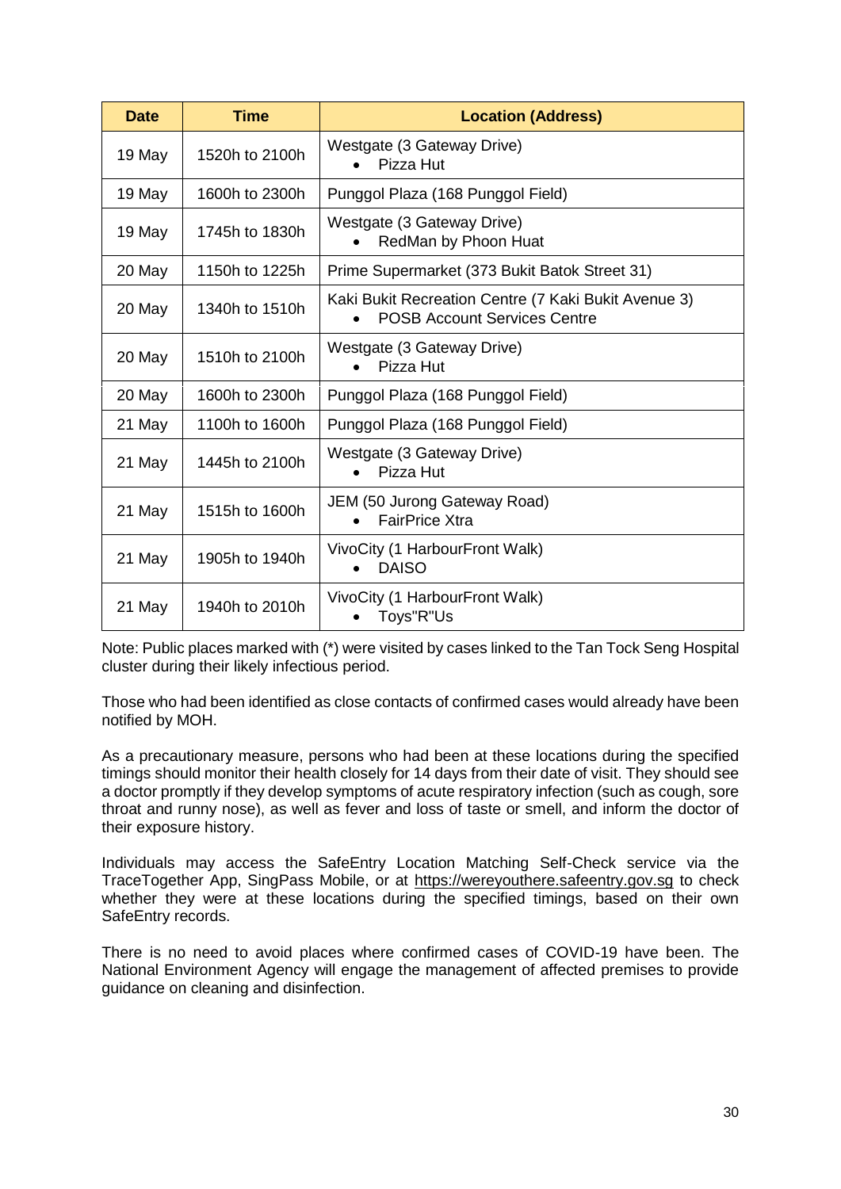| Date | Time | Location (Address) |
|---|---|---|
| 19 May | 1520h to 2100h | Westgate (3 Gateway Drive)<br>• Pizza Hut |
| 19 May | 1600h to 2300h | Punggol Plaza (168 Punggol Field) |
| 19 May | 1745h to 1830h | Westgate (3 Gateway Drive)<br>• RedMan by Phoon Huat |
| 20 May | 1150h to 1225h | Prime Supermarket (373 Bukit Batok Street 31) |
| 20 May | 1340h to 1510h | Kaki Bukit Recreation Centre (7 Kaki Bukit Avenue 3)<br>• POSB Account Services Centre |
| 20 May | 1510h to 2100h | Westgate (3 Gateway Drive)<br>• Pizza Hut |
| 20 May | 1600h to 2300h | Punggol Plaza (168 Punggol Field) |
| 21 May | 1100h to 1600h | Punggol Plaza (168 Punggol Field) |
| 21 May | 1445h to 2100h | Westgate (3 Gateway Drive)<br>• Pizza Hut |
| 21 May | 1515h to 1600h | JEM (50 Jurong Gateway Road)<br>• FairPrice Xtra |
| 21 May | 1905h to 1940h | VivoCity (1 HarbourFront Walk)<br>• DAISO |
| 21 May | 1940h to 2010h | VivoCity (1 HarbourFront Walk)<br>• Toys"R"Us |

Note: Public places marked with (*) were visited by cases linked to the Tan Tock Seng Hospital cluster during their likely infectious period.

Those who had been identified as close contacts of confirmed cases would already have been notified by MOH.

As a precautionary measure, persons who had been at these locations during the specified timings should monitor their health closely for 14 days from their date of visit. They should see a doctor promptly if they develop symptoms of acute respiratory infection (such as cough, sore throat and runny nose), as well as fever and loss of taste or smell, and inform the doctor of their exposure history.

Individuals may access the SafeEntry Location Matching Self-Check service via the TraceTogether App, SingPass Mobile, or at https://wereyouthere.safeentry.gov.sg to check whether they were at these locations during the specified timings, based on their own SafeEntry records.

There is no need to avoid places where confirmed cases of COVID-19 have been. The National Environment Agency will engage the management of affected premises to provide guidance on cleaning and disinfection.